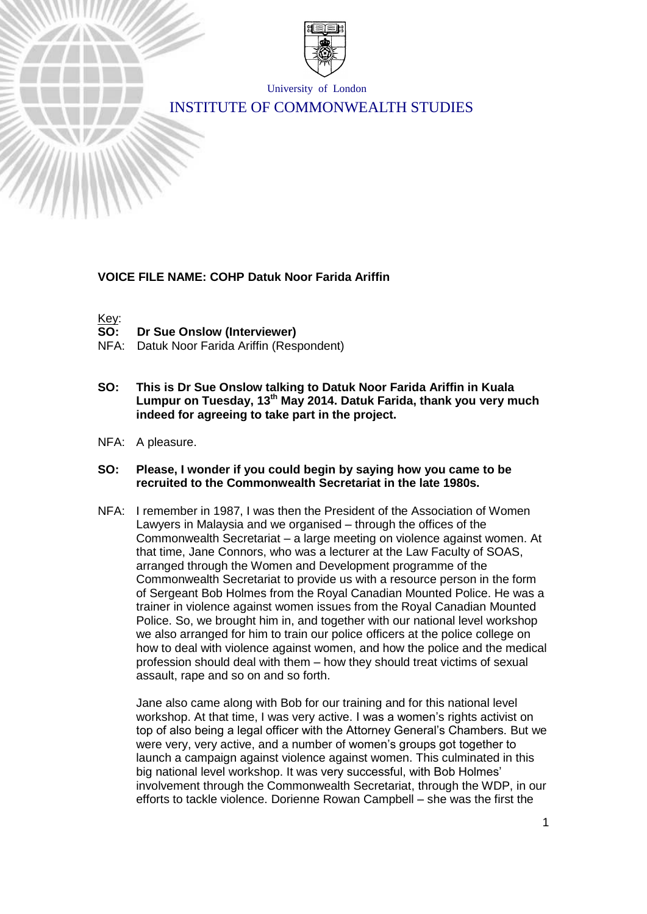University of London

INSTITUTE OF COMMONWEALTH STUDIES

**VOICE FILE NAME: COHP Datuk Noor Farida Ariffin**

Key:
**SO: Dr Sue Onslow (Interviewer)**
NFA: Datuk Noor Farida Ariffin (Respondent)

**SO: This is Dr Sue Onslow talking to Datuk Noor Farida Ariffin in Kuala Lumpur on Tuesday, 13th May 2014. Datuk Farida, thank you very much indeed for agreeing to take part in the project.**

NFA: A pleasure.

**SO: Please, I wonder if you could begin by saying how you came to be recruited to the Commonwealth Secretariat in the late 1980s.**

NFA: I remember in 1987, I was then the President of the Association of Women Lawyers in Malaysia and we organised – through the offices of the Commonwealth Secretariat – a large meeting on violence against women. At that time, Jane Connors, who was a lecturer at the Law Faculty of SOAS, arranged through the Women and Development programme of the Commonwealth Secretariat to provide us with a resource person in the form of Sergeant Bob Holmes from the Royal Canadian Mounted Police. He was a trainer in violence against women issues from the Royal Canadian Mounted Police. So, we brought him in, and together with our national level workshop we also arranged for him to train our police officers at the police college on how to deal with violence against women, and how the police and the medical profession should deal with them – how they should treat victims of sexual assault, rape and so on and so forth.

Jane also came along with Bob for our training and for this national level workshop. At that time, I was very active. I was a women's rights activist on top of also being a legal officer with the Attorney General's Chambers. But we were very, very active, and a number of women's groups got together to launch a campaign against violence against women. This culminated in this big national level workshop. It was very successful, with Bob Holmes' involvement through the Commonwealth Secretariat, through the WDP, in our efforts to tackle violence. Dorienne Rowan Campbell – she was the first the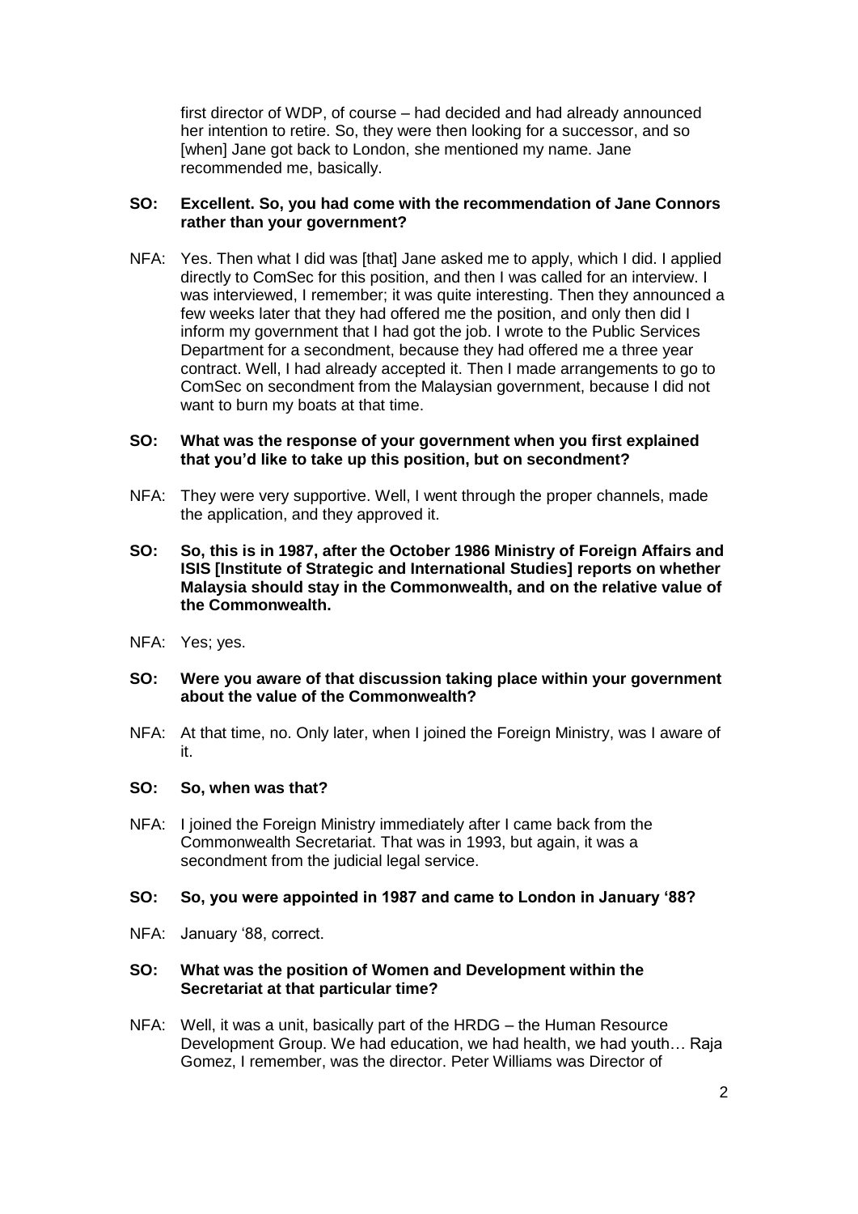first director of WDP, of course – had decided and had already announced her intention to retire. So, they were then looking for a successor, and so [when] Jane got back to London, she mentioned my name. Jane recommended me, basically.

**SO: Excellent. So, you had come with the recommendation of Jane Connors rather than your government?**

NFA: Yes. Then what I did was [that] Jane asked me to apply, which I did. I applied directly to ComSec for this position, and then I was called for an interview. I was interviewed, I remember; it was quite interesting. Then they announced a few weeks later that they had offered me the position, and only then did I inform my government that I had got the job. I wrote to the Public Services Department for a secondment, because they had offered me a three year contract. Well, I had already accepted it. Then I made arrangements to go to ComSec on secondment from the Malaysian government, because I did not want to burn my boats at that time.

**SO: What was the response of your government when you first explained that you'd like to take up this position, but on secondment?**

NFA: They were very supportive. Well, I went through the proper channels, made the application, and they approved it.

**SO: So, this is in 1987, after the October 1986 Ministry of Foreign Affairs and ISIS [Institute of Strategic and International Studies] reports on whether Malaysia should stay in the Commonwealth, and on the relative value of the Commonwealth.**

NFA: Yes; yes.

**SO: Were you aware of that discussion taking place within your government about the value of the Commonwealth?**

NFA: At that time, no. Only later, when I joined the Foreign Ministry, was I aware of it.

**SO: So, when was that?**

NFA: I joined the Foreign Ministry immediately after I came back from the Commonwealth Secretariat. That was in 1993, but again, it was a secondment from the judicial legal service.

**SO: So, you were appointed in 1987 and came to London in January '88?**

NFA: January '88, correct.

**SO: What was the position of Women and Development within the Secretariat at that particular time?**

NFA: Well, it was a unit, basically part of the HRDG – the Human Resource Development Group. We had education, we had health, we had youth… Raja Gomez, I remember, was the director. Peter Williams was Director of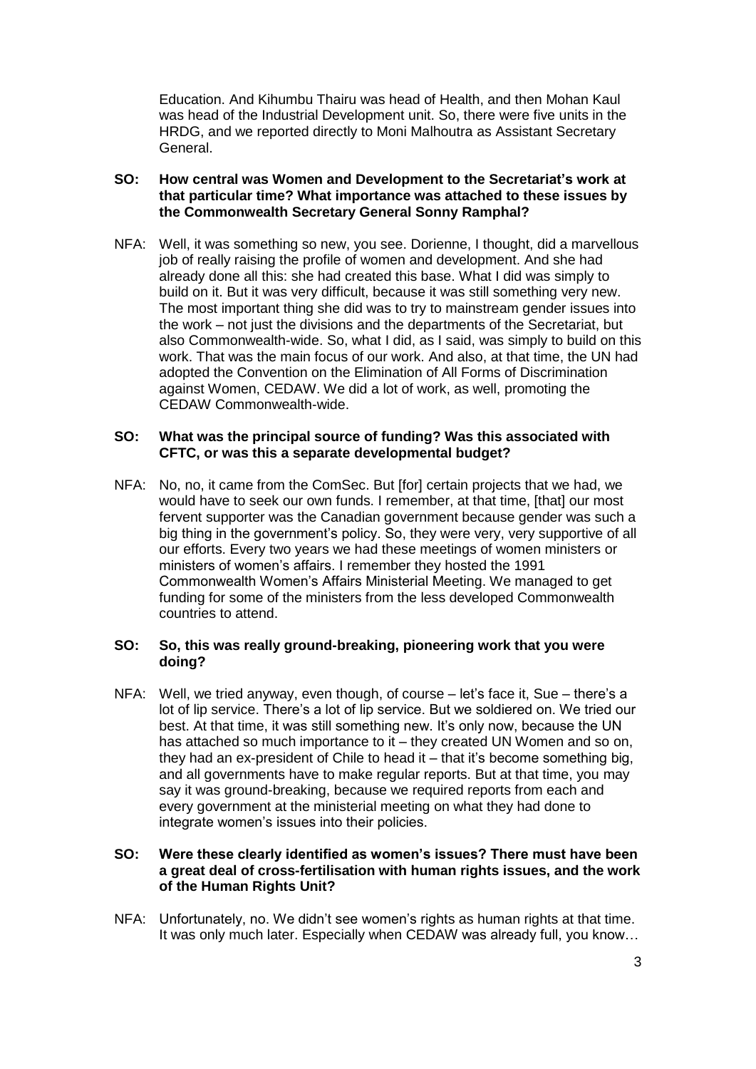Education. And Kihumbu Thairu was head of Health, and then Mohan Kaul was head of the Industrial Development unit. So, there were five units in the HRDG, and we reported directly to Moni Malhoutra as Assistant Secretary General.

**SO: How central was Women and Development to the Secretariat's work at that particular time? What importance was attached to these issues by the Commonwealth Secretary General Sonny Ramphal?**

NFA: Well, it was something so new, you see. Dorienne, I thought, did a marvellous job of really raising the profile of women and development. And she had already done all this: she had created this base. What I did was simply to build on it. But it was very difficult, because it was still something very new. The most important thing she did was to try to mainstream gender issues into the work – not just the divisions and the departments of the Secretariat, but also Commonwealth-wide. So, what I did, as I said, was simply to build on this work. That was the main focus of our work. And also, at that time, the UN had adopted the Convention on the Elimination of All Forms of Discrimination against Women, CEDAW. We did a lot of work, as well, promoting the CEDAW Commonwealth-wide.

**SO: What was the principal source of funding? Was this associated with CFTC, or was this a separate developmental budget?**

NFA: No, no, it came from the ComSec. But [for] certain projects that we had, we would have to seek our own funds. I remember, at that time, [that] our most fervent supporter was the Canadian government because gender was such a big thing in the government's policy. So, they were very, very supportive of all our efforts. Every two years we had these meetings of women ministers or ministers of women's affairs. I remember they hosted the 1991 Commonwealth Women's Affairs Ministerial Meeting. We managed to get funding for some of the ministers from the less developed Commonwealth countries to attend.

**SO: So, this was really ground-breaking, pioneering work that you were doing?**

NFA: Well, we tried anyway, even though, of course – let's face it, Sue – there's a lot of lip service. There's a lot of lip service. But we soldiered on. We tried our best. At that time, it was still something new. It's only now, because the UN has attached so much importance to it – they created UN Women and so on, they had an ex-president of Chile to head it – that it's become something big, and all governments have to make regular reports. But at that time, you may say it was ground-breaking, because we required reports from each and every government at the ministerial meeting on what they had done to integrate women's issues into their policies.

**SO: Were these clearly identified as women's issues? There must have been a great deal of cross-fertilisation with human rights issues, and the work of the Human Rights Unit?**

NFA: Unfortunately, no. We didn't see women's rights as human rights at that time. It was only much later. Especially when CEDAW was already full, you know…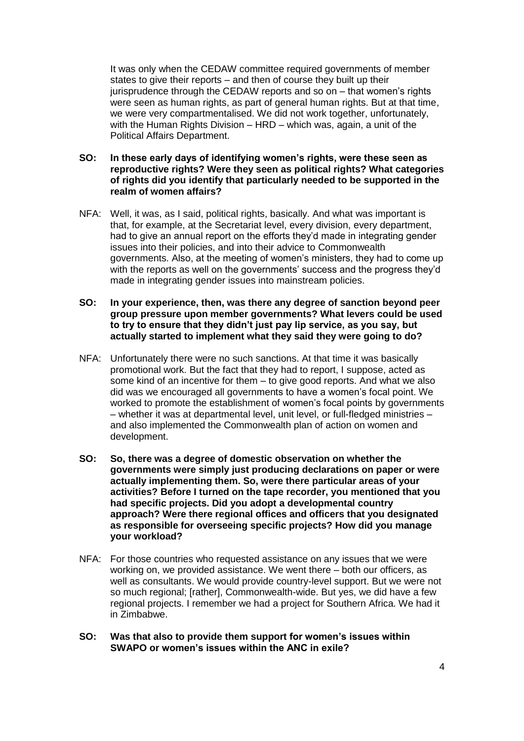It was only when the CEDAW committee required governments of member states to give their reports – and then of course they built up their jurisprudence through the CEDAW reports and so on – that women's rights were seen as human rights, as part of general human rights. But at that time, we were very compartmentalised. We did not work together, unfortunately, with the Human Rights Division – HRD – which was, again, a unit of the Political Affairs Department.

**SO: In these early days of identifying women's rights, were these seen as reproductive rights? Were they seen as political rights? What categories of rights did you identify that particularly needed to be supported in the realm of women affairs?**

NFA: Well, it was, as I said, political rights, basically. And what was important is that, for example, at the Secretariat level, every division, every department, had to give an annual report on the efforts they'd made in integrating gender issues into their policies, and into their advice to Commonwealth governments. Also, at the meeting of women's ministers, they had to come up with the reports as well on the governments' success and the progress they'd made in integrating gender issues into mainstream policies.

**SO: In your experience, then, was there any degree of sanction beyond peer group pressure upon member governments? What levers could be used to try to ensure that they didn't just pay lip service, as you say, but actually started to implement what they said they were going to do?**

NFA: Unfortunately there were no such sanctions. At that time it was basically promotional work. But the fact that they had to report, I suppose, acted as some kind of an incentive for them – to give good reports. And what we also did was we encouraged all governments to have a women's focal point. We worked to promote the establishment of women's focal points by governments – whether it was at departmental level, unit level, or full-fledged ministries – and also implemented the Commonwealth plan of action on women and development.

**SO: So, there was a degree of domestic observation on whether the governments were simply just producing declarations on paper or were actually implementing them. So, were there particular areas of your activities? Before I turned on the tape recorder, you mentioned that you had specific projects. Did you adopt a developmental country approach? Were there regional offices and officers that you designated as responsible for overseeing specific projects? How did you manage your workload?**

NFA: For those countries who requested assistance on any issues that we were working on, we provided assistance. We went there – both our officers, as well as consultants. We would provide country-level support. But we were not so much regional; [rather], Commonwealth-wide. But yes, we did have a few regional projects. I remember we had a project for Southern Africa. We had it in Zimbabwe.

**SO: Was that also to provide them support for women's issues within SWAPO or women's issues within the ANC in exile?**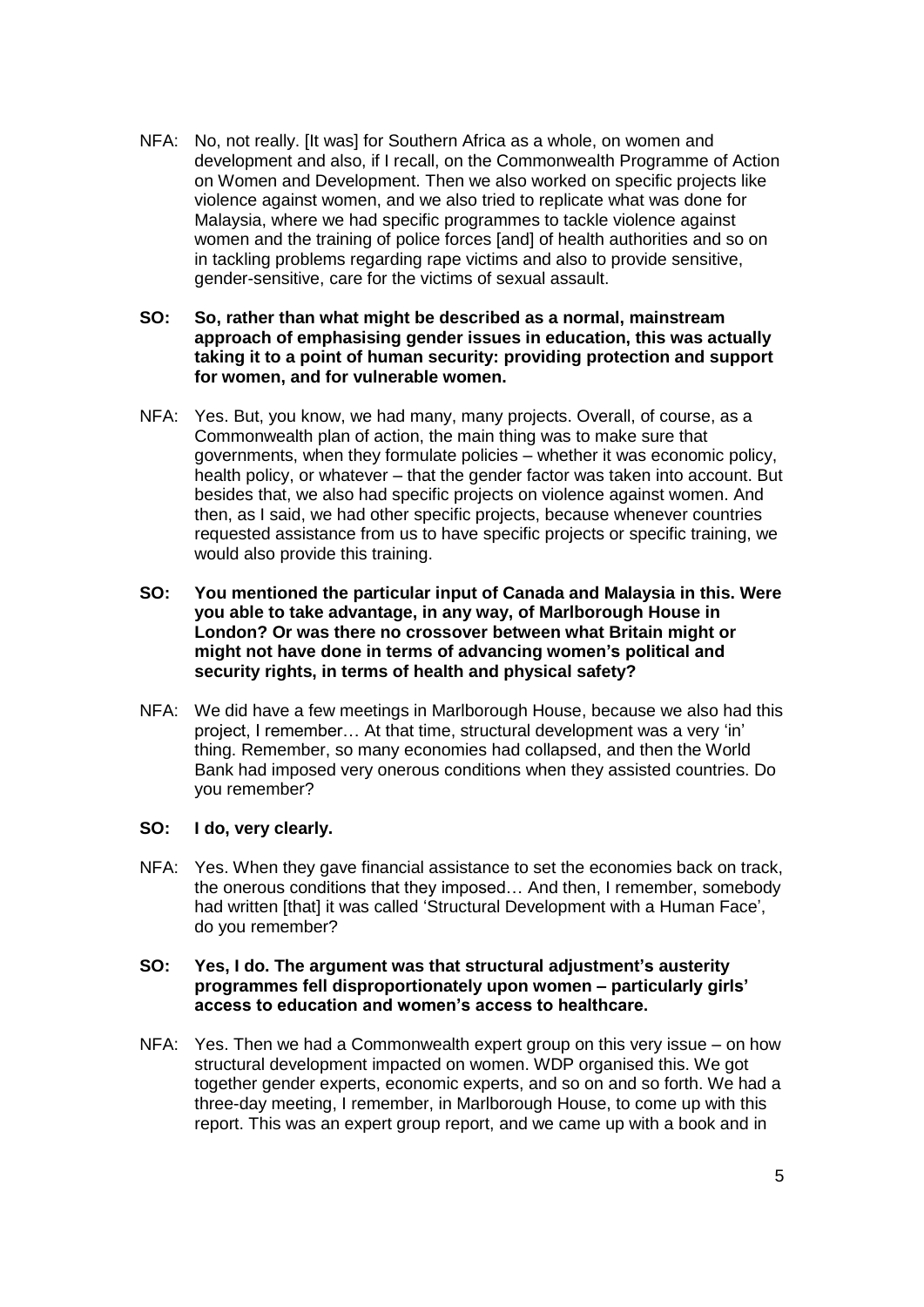NFA: No, not really. [It was] for Southern Africa as a whole, on women and development and also, if I recall, on the Commonwealth Programme of Action on Women and Development. Then we also worked on specific projects like violence against women, and we also tried to replicate what was done for Malaysia, where we had specific programmes to tackle violence against women and the training of police forces [and] of health authorities and so on in tackling problems regarding rape victims and also to provide sensitive, gender-sensitive, care for the victims of sexual assault.

**SO: So, rather than what might be described as a normal, mainstream approach of emphasising gender issues in education, this was actually taking it to a point of human security: providing protection and support for women, and for vulnerable women.**

NFA: Yes. But, you know, we had many, many projects. Overall, of course, as a Commonwealth plan of action, the main thing was to make sure that governments, when they formulate policies – whether it was economic policy, health policy, or whatever – that the gender factor was taken into account. But besides that, we also had specific projects on violence against women. And then, as I said, we had other specific projects, because whenever countries requested assistance from us to have specific projects or specific training, we would also provide this training.

**SO: You mentioned the particular input of Canada and Malaysia in this. Were you able to take advantage, in any way, of Marlborough House in London? Or was there no crossover between what Britain might or might not have done in terms of advancing women's political and security rights, in terms of health and physical safety?**

NFA: We did have a few meetings in Marlborough House, because we also had this project, I remember… At that time, structural development was a very 'in' thing. Remember, so many economies had collapsed, and then the World Bank had imposed very onerous conditions when they assisted countries. Do you remember?

**SO: I do, very clearly.**

NFA: Yes. When they gave financial assistance to set the economies back on track, the onerous conditions that they imposed… And then, I remember, somebody had written [that] it was called 'Structural Development with a Human Face', do you remember?

**SO: Yes, I do. The argument was that structural adjustment's austerity programmes fell disproportionately upon women – particularly girls' access to education and women's access to healthcare.**

NFA: Yes. Then we had a Commonwealth expert group on this very issue – on how structural development impacted on women. WDP organised this. We got together gender experts, economic experts, and so on and so forth. We had a three-day meeting, I remember, in Marlborough House, to come up with this report. This was an expert group report, and we came up with a book and in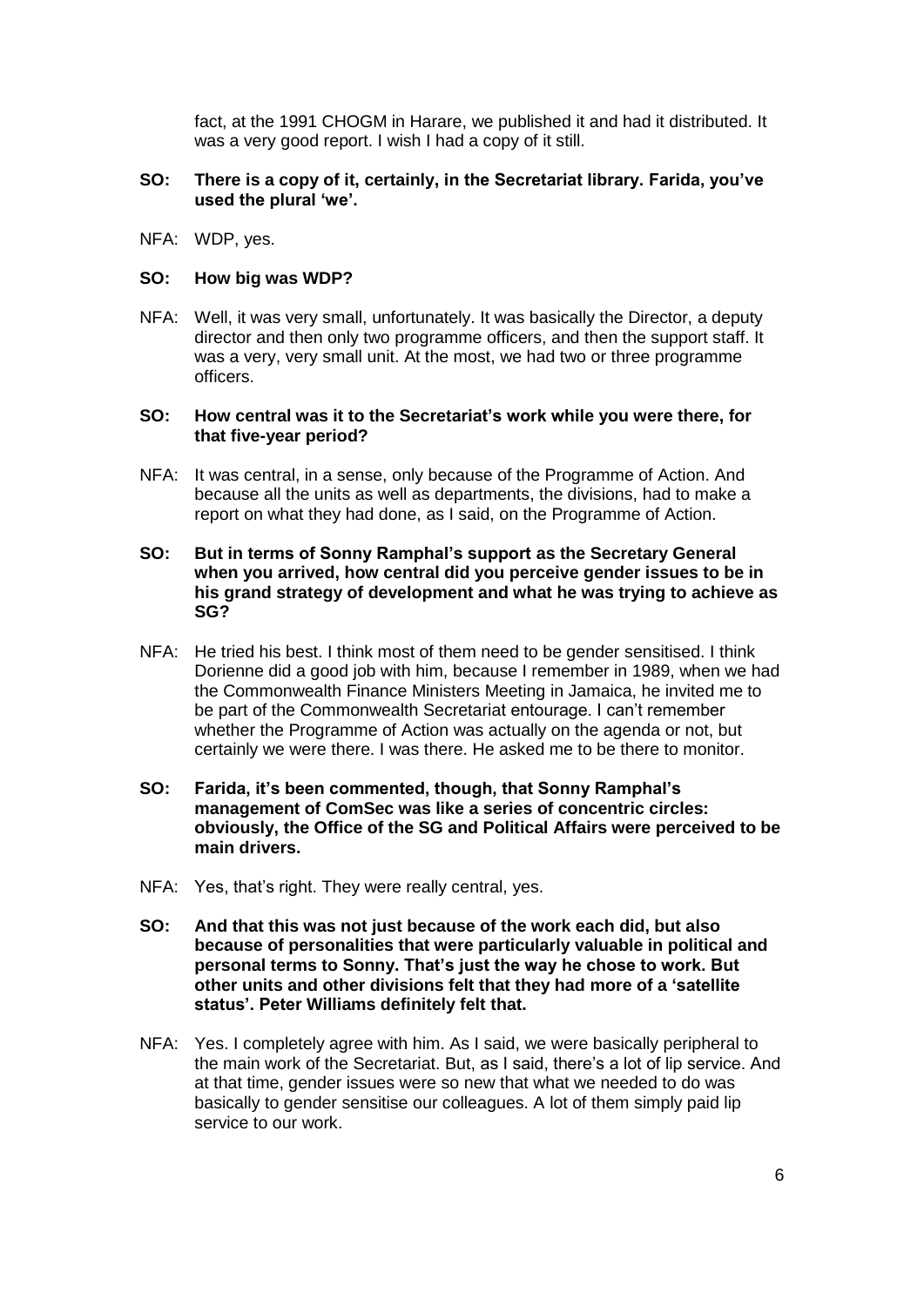fact, at the 1991 CHOGM in Harare, we published it and had it distributed. It was a very good report. I wish I had a copy of it still.

**SO: There is a copy of it, certainly, in the Secretariat library. Farida, you've used the plural 'we'.**

NFA: WDP, yes.

**SO: How big was WDP?**

NFA: Well, it was very small, unfortunately. It was basically the Director, a deputy director and then only two programme officers, and then the support staff. It was a very, very small unit. At the most, we had two or three programme officers.

**SO: How central was it to the Secretariat's work while you were there, for that five-year period?**

NFA: It was central, in a sense, only because of the Programme of Action. And because all the units as well as departments, the divisions, had to make a report on what they had done, as I said, on the Programme of Action.

**SO: But in terms of Sonny Ramphal's support as the Secretary General when you arrived, how central did you perceive gender issues to be in his grand strategy of development and what he was trying to achieve as SG?**

NFA: He tried his best. I think most of them need to be gender sensitised. I think Dorienne did a good job with him, because I remember in 1989, when we had the Commonwealth Finance Ministers Meeting in Jamaica, he invited me to be part of the Commonwealth Secretariat entourage. I can't remember whether the Programme of Action was actually on the agenda or not, but certainly we were there. I was there. He asked me to be there to monitor.

**SO: Farida, it's been commented, though, that Sonny Ramphal's management of ComSec was like a series of concentric circles: obviously, the Office of the SG and Political Affairs were perceived to be main drivers.**

NFA: Yes, that's right. They were really central, yes.

**SO: And that this was not just because of the work each did, but also because of personalities that were particularly valuable in political and personal terms to Sonny. That's just the way he chose to work. But other units and other divisions felt that they had more of a 'satellite status'. Peter Williams definitely felt that.**

NFA: Yes. I completely agree with him. As I said, we were basically peripheral to the main work of the Secretariat. But, as I said, there's a lot of lip service. And at that time, gender issues were so new that what we needed to do was basically to gender sensitise our colleagues. A lot of them simply paid lip service to our work.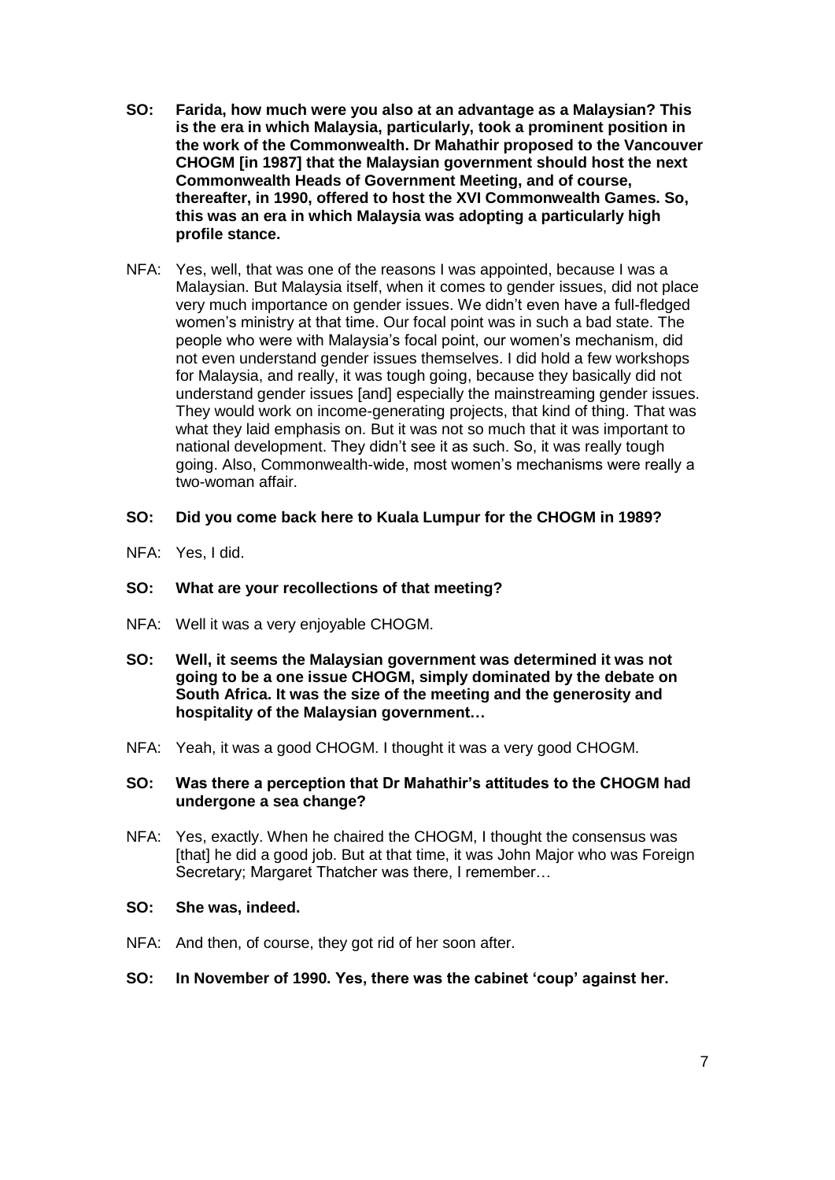**SO: Farida, how much were you also at an advantage as a Malaysian? This is the era in which Malaysia, particularly, took a prominent position in the work of the Commonwealth. Dr Mahathir proposed to the Vancouver CHOGM [in 1987] that the Malaysian government should host the next Commonwealth Heads of Government Meeting, and of course, thereafter, in 1990, offered to host the XVI Commonwealth Games. So, this was an era in which Malaysia was adopting a particularly high profile stance.**

NFA: Yes, well, that was one of the reasons I was appointed, because I was a Malaysian. But Malaysia itself, when it comes to gender issues, did not place very much importance on gender issues. We didn't even have a full-fledged women's ministry at that time. Our focal point was in such a bad state. The people who were with Malaysia's focal point, our women's mechanism, did not even understand gender issues themselves. I did hold a few workshops for Malaysia, and really, it was tough going, because they basically did not understand gender issues [and] especially the mainstreaming gender issues. They would work on income-generating projects, that kind of thing. That was what they laid emphasis on. But it was not so much that it was important to national development. They didn't see it as such. So, it was really tough going. Also, Commonwealth-wide, most women's mechanisms were really a two-woman affair.

**SO: Did you come back here to Kuala Lumpur for the CHOGM in 1989?**

NFA: Yes, I did.

**SO: What are your recollections of that meeting?**

NFA: Well it was a very enjoyable CHOGM.

**SO: Well, it seems the Malaysian government was determined it was not going to be a one issue CHOGM, simply dominated by the debate on South Africa. It was the size of the meeting and the generosity and hospitality of the Malaysian government…**

NFA: Yeah, it was a good CHOGM. I thought it was a very good CHOGM.

**SO: Was there a perception that Dr Mahathir's attitudes to the CHOGM had undergone a sea change?**

NFA: Yes, exactly. When he chaired the CHOGM, I thought the consensus was [that] he did a good job. But at that time, it was John Major who was Foreign Secretary; Margaret Thatcher was there, I remember…

**SO: She was, indeed.**

NFA: And then, of course, they got rid of her soon after.

**SO: In November of 1990. Yes, there was the cabinet 'coup' against her.**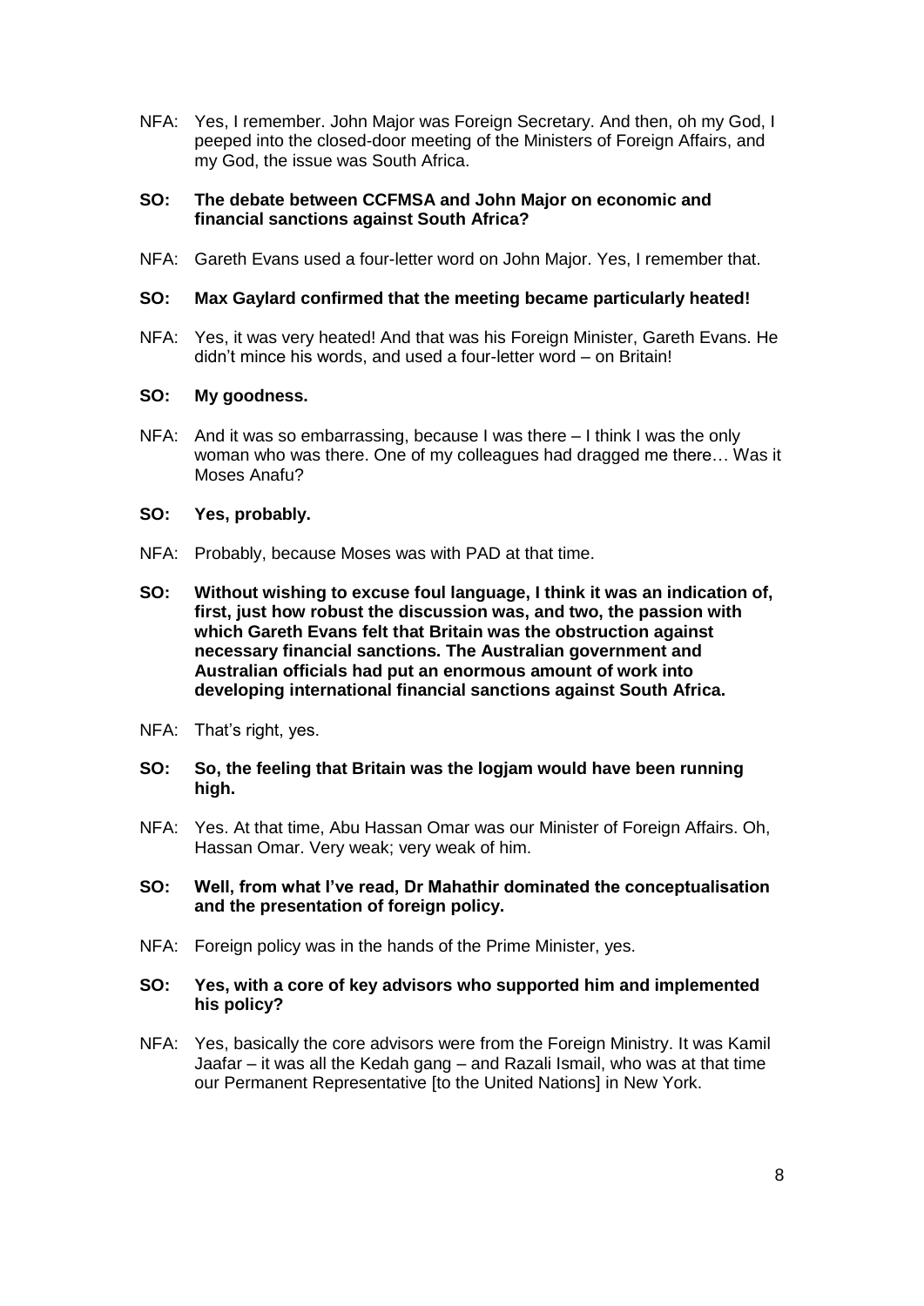NFA: Yes, I remember. John Major was Foreign Secretary. And then, oh my God, I peeped into the closed-door meeting of the Ministers of Foreign Affairs, and my God, the issue was South Africa.

**SO: The debate between CCFMSA and John Major on economic and financial sanctions against South Africa?**

NFA: Gareth Evans used a four-letter word on John Major. Yes, I remember that.

**SO: Max Gaylard confirmed that the meeting became particularly heated!**

NFA: Yes, it was very heated! And that was his Foreign Minister, Gareth Evans. He didn't mince his words, and used a four-letter word – on Britain!

**SO: My goodness.**

NFA: And it was so embarrassing, because I was there – I think I was the only woman who was there. One of my colleagues had dragged me there… Was it Moses Anafu?

**SO: Yes, probably.**

NFA: Probably, because Moses was with PAD at that time.

**SO: Without wishing to excuse foul language, I think it was an indication of, first, just how robust the discussion was, and two, the passion with which Gareth Evans felt that Britain was the obstruction against necessary financial sanctions. The Australian government and Australian officials had put an enormous amount of work into developing international financial sanctions against South Africa.**

NFA: That's right, yes.

**SO: So, the feeling that Britain was the logjam would have been running high.**

NFA: Yes. At that time, Abu Hassan Omar was our Minister of Foreign Affairs. Oh, Hassan Omar. Very weak; very weak of him.

**SO: Well, from what I've read, Dr Mahathir dominated the conceptualisation and the presentation of foreign policy.**

NFA: Foreign policy was in the hands of the Prime Minister, yes.

**SO: Yes, with a core of key advisors who supported him and implemented his policy?**

NFA: Yes, basically the core advisors were from the Foreign Ministry. It was Kamil Jaafar – it was all the Kedah gang – and Razali Ismail, who was at that time our Permanent Representative [to the United Nations] in New York.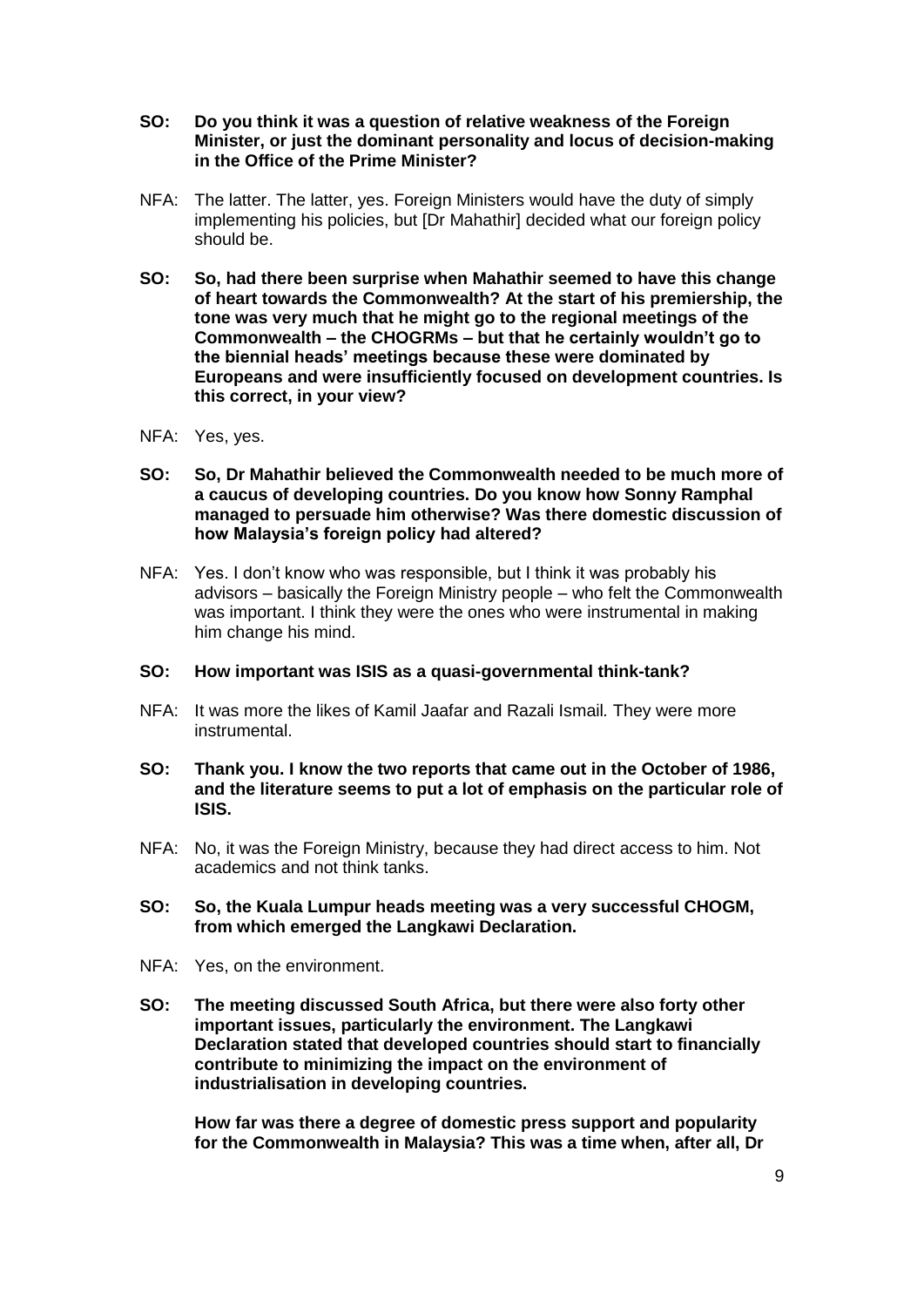**SO: Do you think it was a question of relative weakness of the Foreign Minister, or just the dominant personality and locus of decision-making in the Office of the Prime Minister?**

NFA: The latter. The latter, yes. Foreign Ministers would have the duty of simply implementing his policies, but [Dr Mahathir] decided what our foreign policy should be.

**SO: So, had there been surprise when Mahathir seemed to have this change of heart towards the Commonwealth? At the start of his premiership, the tone was very much that he might go to the regional meetings of the Commonwealth – the CHOGRMs – but that he certainly wouldn't go to the biennial heads' meetings because these were dominated by Europeans and were insufficiently focused on development countries. Is this correct, in your view?**

NFA: Yes, yes.

**SO: So, Dr Mahathir believed the Commonwealth needed to be much more of a caucus of developing countries. Do you know how Sonny Ramphal managed to persuade him otherwise? Was there domestic discussion of how Malaysia's foreign policy had altered?**

NFA: Yes. I don't know who was responsible, but I think it was probably his advisors – basically the Foreign Ministry people – who felt the Commonwealth was important. I think they were the ones who were instrumental in making him change his mind.

**SO: How important was ISIS as a quasi-governmental think-tank?**

NFA: It was more the likes of Kamil Jaafar and Razali Ismail. They were more instrumental.

**SO: Thank you. I know the two reports that came out in the October of 1986, and the literature seems to put a lot of emphasis on the particular role of ISIS.**

NFA: No, it was the Foreign Ministry, because they had direct access to him. Not academics and not think tanks.

**SO: So, the Kuala Lumpur heads meeting was a very successful CHOGM, from which emerged the Langkawi Declaration.**

NFA: Yes, on the environment.

**SO: The meeting discussed South Africa, but there were also forty other important issues, particularly the environment. The Langkawi Declaration stated that developed countries should start to financially contribute to minimizing the impact on the environment of industrialisation in developing countries.**

**How far was there a degree of domestic press support and popularity for the Commonwealth in Malaysia? This was a time when, after all, Dr**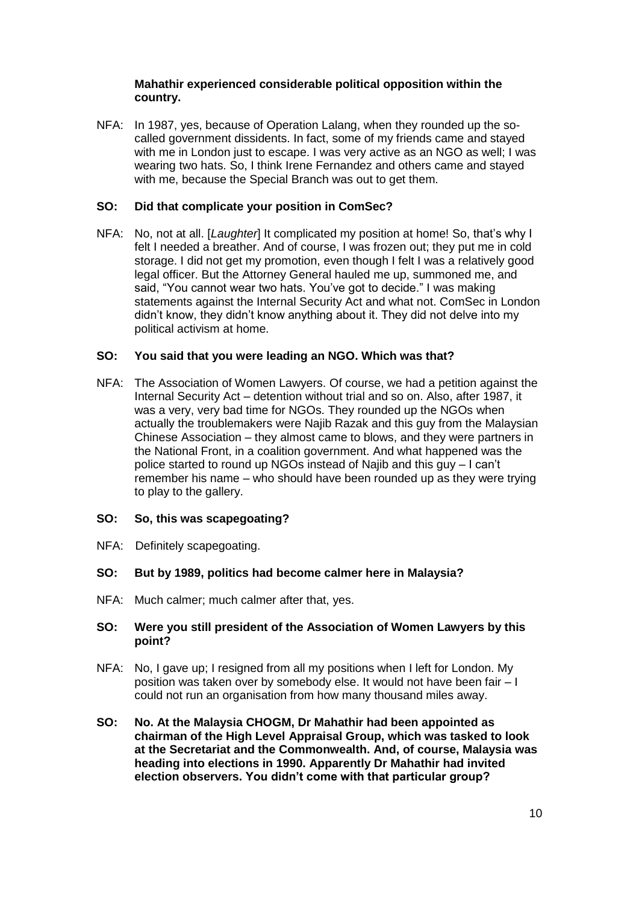**Mahathir experienced considerable political opposition within the country.**

NFA: In 1987, yes, because of Operation Lalang, when they rounded up the so-called government dissidents. In fact, some of my friends came and stayed with me in London just to escape. I was very active as an NGO as well; I was wearing two hats. So, I think Irene Fernandez and others came and stayed with me, because the Special Branch was out to get them.

**SO: Did that complicate your position in ComSec?**

NFA: No, not at all. [*Laughter*] It complicated my position at home! So, that's why I felt I needed a breather. And of course, I was frozen out; they put me in cold storage. I did not get my promotion, even though I felt I was a relatively good legal officer. But the Attorney General hauled me up, summoned me, and said, "You cannot wear two hats. You've got to decide." I was making statements against the Internal Security Act and what not. ComSec in London didn't know, they didn't know anything about it. They did not delve into my political activism at home.

**SO: You said that you were leading an NGO. Which was that?**

NFA: The Association of Women Lawyers. Of course, we had a petition against the Internal Security Act – detention without trial and so on. Also, after 1987, it was a very, very bad time for NGOs. They rounded up the NGOs when actually the troublemakers were Najib Razak and this guy from the Malaysian Chinese Association – they almost came to blows, and they were partners in the National Front, in a coalition government. And what happened was the police started to round up NGOs instead of Najib and this guy – I can't remember his name – who should have been rounded up as they were trying to play to the gallery.

**SO: So, this was scapegoating?**

NFA: Definitely scapegoating.

**SO: But by 1989, politics had become calmer here in Malaysia?**

NFA: Much calmer; much calmer after that, yes.

**SO: Were you still president of the Association of Women Lawyers by this point?**

NFA: No, I gave up; I resigned from all my positions when I left for London. My position was taken over by somebody else. It would not have been fair – I could not run an organisation from how many thousand miles away.

**SO: No. At the Malaysia CHOGM, Dr Mahathir had been appointed as chairman of the High Level Appraisal Group, which was tasked to look at the Secretariat and the Commonwealth. And, of course, Malaysia was heading into elections in 1990. Apparently Dr Mahathir had invited election observers. You didn't come with that particular group?**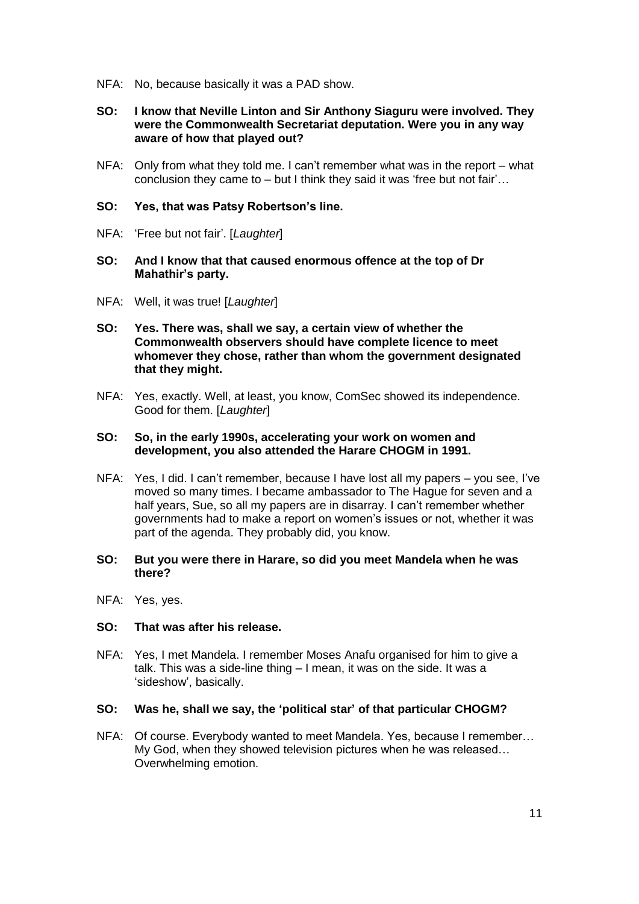NFA: No, because basically it was a PAD show.

**SO: I know that Neville Linton and Sir Anthony Siaguru were involved. They were the Commonwealth Secretariat deputation. Were you in any way aware of how that played out?**

NFA: Only from what they told me. I can't remember what was in the report – what conclusion they came to – but I think they said it was 'free but not fair'…

**SO: Yes, that was Patsy Robertson's line.**

NFA: 'Free but not fair'. [*Laughter*]

**SO: And I know that that caused enormous offence at the top of Dr Mahathir's party.**

NFA: Well, it was true! [*Laughter*]

**SO: Yes. There was, shall we say, a certain view of whether the Commonwealth observers should have complete licence to meet whomever they chose, rather than whom the government designated that they might.**

NFA: Yes, exactly. Well, at least, you know, ComSec showed its independence. Good for them. [*Laughter*]

**SO: So, in the early 1990s, accelerating your work on women and development, you also attended the Harare CHOGM in 1991.**

NFA: Yes, I did. I can't remember, because I have lost all my papers – you see, I've moved so many times. I became ambassador to The Hague for seven and a half years, Sue, so all my papers are in disarray. I can't remember whether governments had to make a report on women's issues or not, whether it was part of the agenda. They probably did, you know.

**SO: But you were there in Harare, so did you meet Mandela when he was there?**

NFA: Yes, yes.

**SO: That was after his release.**

NFA: Yes, I met Mandela. I remember Moses Anafu organised for him to give a talk. This was a side-line thing – I mean, it was on the side. It was a 'sideshow', basically.

**SO: Was he, shall we say, the 'political star' of that particular CHOGM?**

NFA: Of course. Everybody wanted to meet Mandela. Yes, because I remember… My God, when they showed television pictures when he was released… Overwhelming emotion.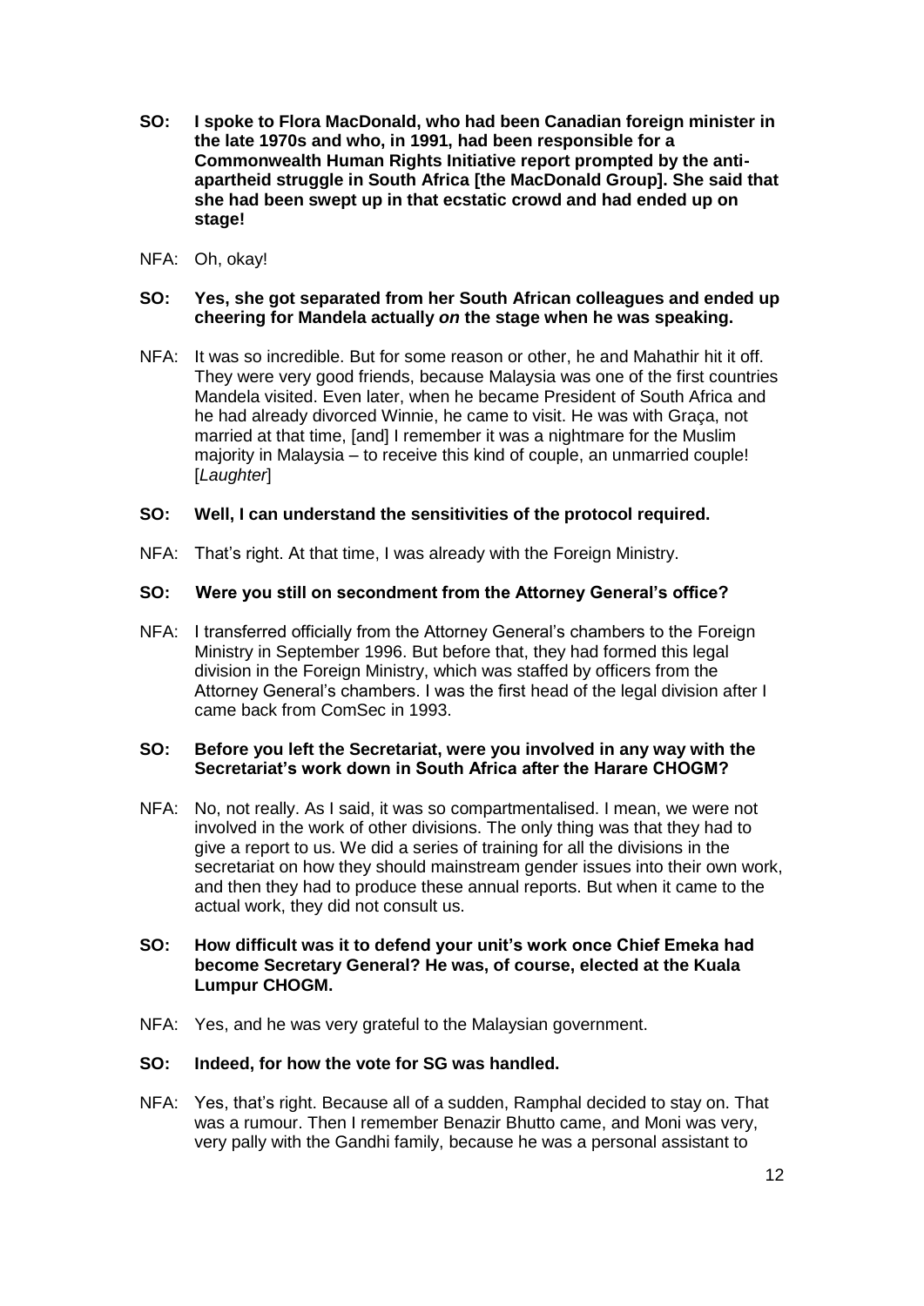**SO: I spoke to Flora MacDonald, who had been Canadian foreign minister in the late 1970s and who, in 1991, had been responsible for a Commonwealth Human Rights Initiative report prompted by the anti-apartheid struggle in South Africa [the MacDonald Group]. She said that she had been swept up in that ecstatic crowd and had ended up on stage!**

NFA: Oh, okay!

**SO: Yes, she got separated from her South African colleagues and ended up cheering for Mandela actually *on* the stage when he was speaking.**

NFA: It was so incredible. But for some reason or other, he and Mahathir hit it off. They were very good friends, because Malaysia was one of the first countries Mandela visited. Even later, when he became President of South Africa and he had already divorced Winnie, he came to visit. He was with Graça, not married at that time, [and] I remember it was a nightmare for the Muslim majority in Malaysia – to receive this kind of couple, an unmarried couple! [*Laughter*]

**SO: Well, I can understand the sensitivities of the protocol required.**

NFA: That's right. At that time, I was already with the Foreign Ministry.

**SO: Were you still on secondment from the Attorney General's office?**

NFA: I transferred officially from the Attorney General's chambers to the Foreign Ministry in September 1996. But before that, they had formed this legal division in the Foreign Ministry, which was staffed by officers from the Attorney General's chambers. I was the first head of the legal division after I came back from ComSec in 1993.

**SO: Before you left the Secretariat, were you involved in any way with the Secretariat's work down in South Africa after the Harare CHOGM?**

NFA: No, not really. As I said, it was so compartmentalised. I mean, we were not involved in the work of other divisions. The only thing was that they had to give a report to us. We did a series of training for all the divisions in the secretariat on how they should mainstream gender issues into their own work, and then they had to produce these annual reports. But when it came to the actual work, they did not consult us.

**SO: How difficult was it to defend your unit's work once Chief Emeka had become Secretary General? He was, of course, elected at the Kuala Lumpur CHOGM.**

NFA: Yes, and he was very grateful to the Malaysian government.

**SO: Indeed, for how the vote for SG was handled.**

NFA: Yes, that's right. Because all of a sudden, Ramphal decided to stay on. That was a rumour. Then I remember Benazir Bhutto came, and Moni was very, very pally with the Gandhi family, because he was a personal assistant to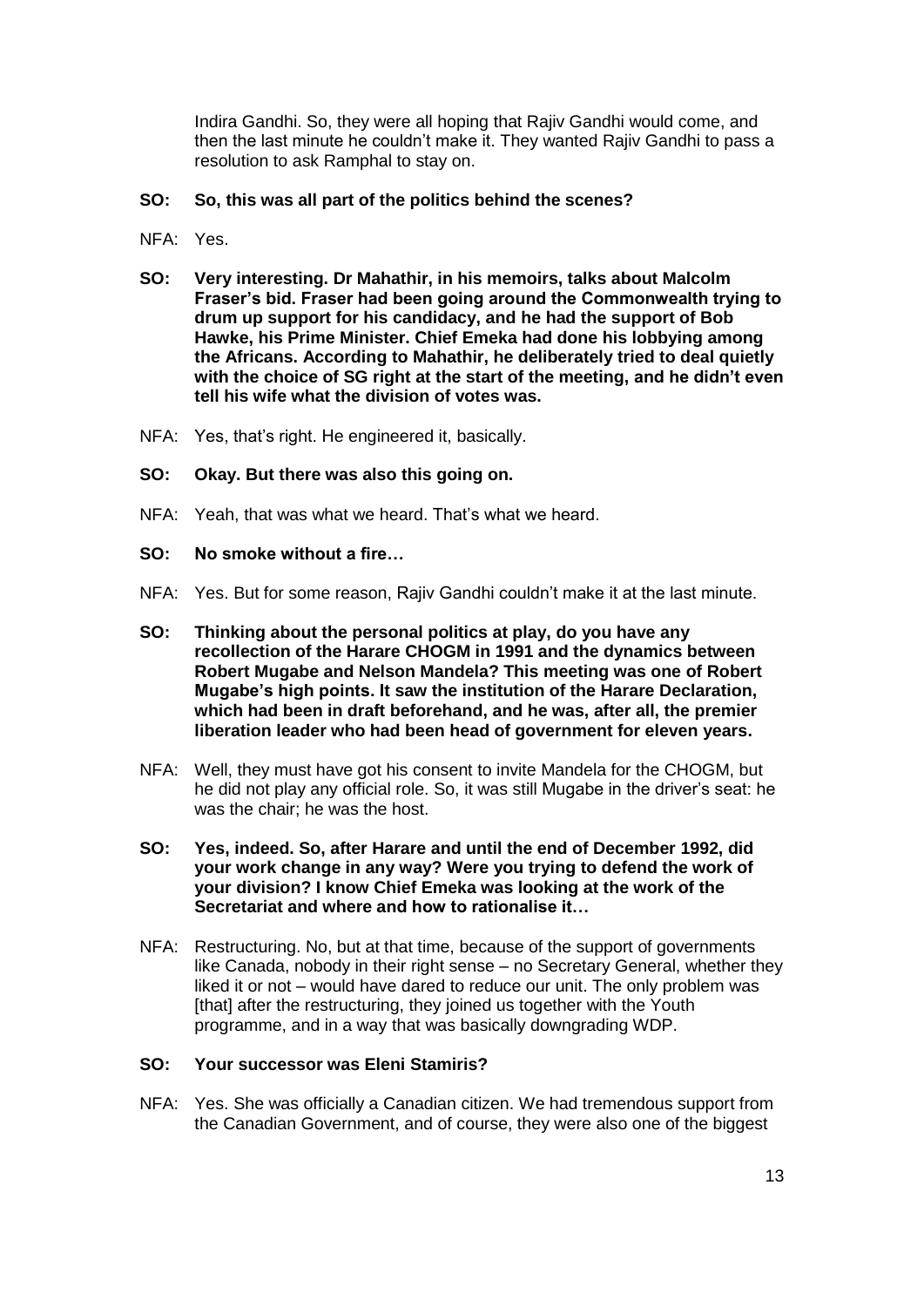Indira Gandhi. So, they were all hoping that Rajiv Gandhi would come, and then the last minute he couldn't make it. They wanted Rajiv Gandhi to pass a resolution to ask Ramphal to stay on.

**SO: So, this was all part of the politics behind the scenes?**

NFA: Yes.

**SO: Very interesting. Dr Mahathir, in his memoirs, talks about Malcolm Fraser's bid. Fraser had been going around the Commonwealth trying to drum up support for his candidacy, and he had the support of Bob Hawke, his Prime Minister. Chief Emeka had done his lobbying among the Africans. According to Mahathir, he deliberately tried to deal quietly with the choice of SG right at the start of the meeting, and he didn't even tell his wife what the division of votes was.**

NFA: Yes, that's right. He engineered it, basically.

**SO: Okay. But there was also this going on.**

NFA: Yeah, that was what we heard. That's what we heard.

**SO: No smoke without a fire…**

NFA: Yes. But for some reason, Rajiv Gandhi couldn't make it at the last minute.

**SO: Thinking about the personal politics at play, do you have any recollection of the Harare CHOGM in 1991 and the dynamics between Robert Mugabe and Nelson Mandela? This meeting was one of Robert Mugabe's high points. It saw the institution of the Harare Declaration, which had been in draft beforehand, and he was, after all, the premier liberation leader who had been head of government for eleven years.**

NFA: Well, they must have got his consent to invite Mandela for the CHOGM, but he did not play any official role. So, it was still Mugabe in the driver's seat: he was the chair; he was the host.

**SO: Yes, indeed. So, after Harare and until the end of December 1992, did your work change in any way? Were you trying to defend the work of your division? I know Chief Emeka was looking at the work of the Secretariat and where and how to rationalise it…**

NFA: Restructuring. No, but at that time, because of the support of governments like Canada, nobody in their right sense – no Secretary General, whether they liked it or not – would have dared to reduce our unit. The only problem was [that] after the restructuring, they joined us together with the Youth programme, and in a way that was basically downgrading WDP.

**SO: Your successor was Eleni Stamiris?**

NFA: Yes. She was officially a Canadian citizen. We had tremendous support from the Canadian Government, and of course, they were also one of the biggest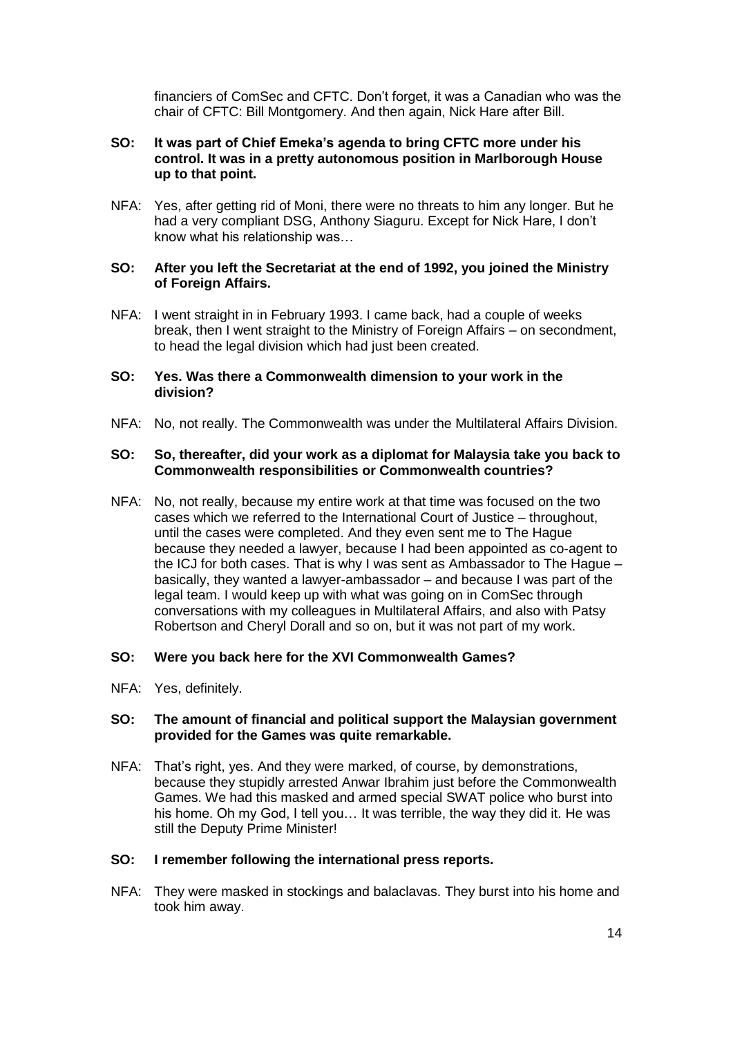financiers of ComSec and CFTC. Don't forget, it was a Canadian who was the chair of CFTC: Bill Montgomery. And then again, Nick Hare after Bill.

**SO: It was part of Chief Emeka's agenda to bring CFTC more under his control. It was in a pretty autonomous position in Marlborough House up to that point.**

NFA: Yes, after getting rid of Moni, there were no threats to him any longer. But he had a very compliant DSG, Anthony Siaguru. Except for Nick Hare, I don't know what his relationship was…

**SO: After you left the Secretariat at the end of 1992, you joined the Ministry of Foreign Affairs.**

NFA: I went straight in in February 1993. I came back, had a couple of weeks break, then I went straight to the Ministry of Foreign Affairs – on secondment, to head the legal division which had just been created.

**SO: Yes. Was there a Commonwealth dimension to your work in the division?**

NFA: No, not really. The Commonwealth was under the Multilateral Affairs Division.

**SO: So, thereafter, did your work as a diplomat for Malaysia take you back to Commonwealth responsibilities or Commonwealth countries?**

NFA: No, not really, because my entire work at that time was focused on the two cases which we referred to the International Court of Justice – throughout, until the cases were completed. And they even sent me to The Hague because they needed a lawyer, because I had been appointed as co-agent to the ICJ for both cases. That is why I was sent as Ambassador to The Hague – basically, they wanted a lawyer-ambassador – and because I was part of the legal team. I would keep up with what was going on in ComSec through conversations with my colleagues in Multilateral Affairs, and also with Patsy Robertson and Cheryl Dorall and so on, but it was not part of my work.

**SO: Were you back here for the XVI Commonwealth Games?**

NFA: Yes, definitely.

**SO: The amount of financial and political support the Malaysian government provided for the Games was quite remarkable.**

NFA: That's right, yes. And they were marked, of course, by demonstrations, because they stupidly arrested Anwar Ibrahim just before the Commonwealth Games. We had this masked and armed special SWAT police who burst into his home. Oh my God, I tell you… It was terrible, the way they did it. He was still the Deputy Prime Minister!

**SO: I remember following the international press reports.**

NFA: They were masked in stockings and balaclavas. They burst into his home and took him away.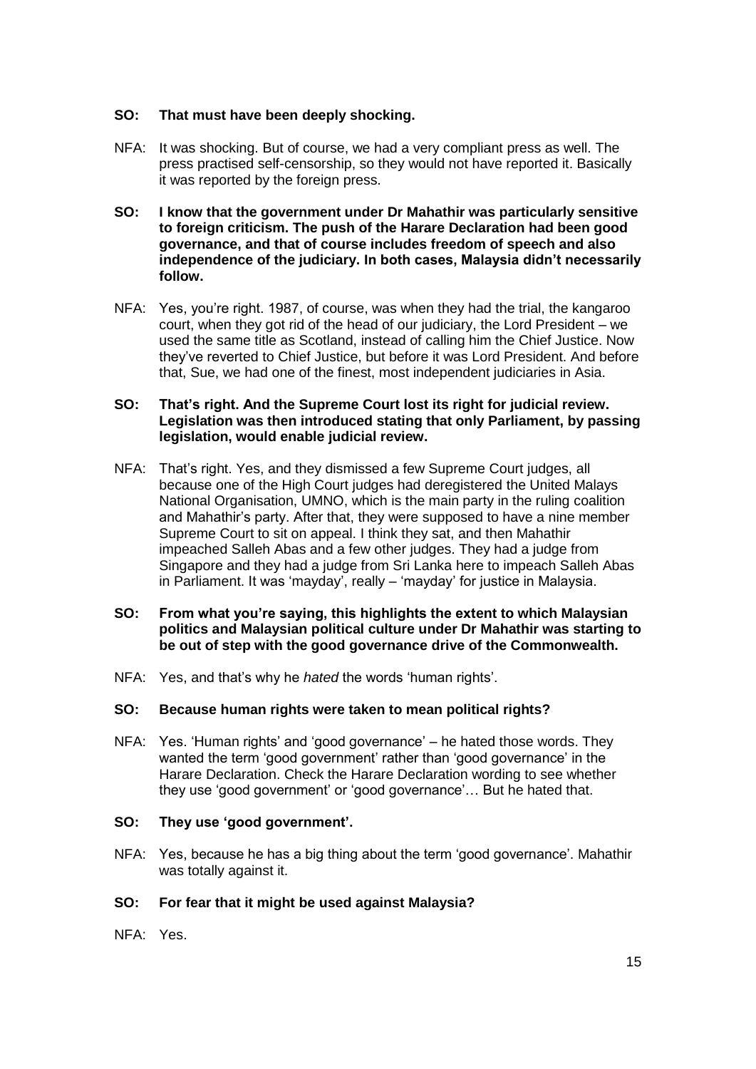**SO: That must have been deeply shocking.**

NFA: It was shocking. But of course, we had a very compliant press as well. The press practised self-censorship, so they would not have reported it. Basically it was reported by the foreign press.

**SO: I know that the government under Dr Mahathir was particularly sensitive to foreign criticism. The push of the Harare Declaration had been good governance, and that of course includes freedom of speech and also independence of the judiciary. In both cases, Malaysia didn't necessarily follow.**

NFA: Yes, you're right. 1987, of course, was when they had the trial, the kangaroo court, when they got rid of the head of our judiciary, the Lord President – we used the same title as Scotland, instead of calling him the Chief Justice. Now they've reverted to Chief Justice, but before it was Lord President. And before that, Sue, we had one of the finest, most independent judiciaries in Asia.

**SO: That's right. And the Supreme Court lost its right for judicial review. Legislation was then introduced stating that only Parliament, by passing legislation, would enable judicial review.**

NFA: That's right. Yes, and they dismissed a few Supreme Court judges, all because one of the High Court judges had deregistered the United Malays National Organisation, UMNO, which is the main party in the ruling coalition and Mahathir's party. After that, they were supposed to have a nine member Supreme Court to sit on appeal. I think they sat, and then Mahathir impeached Salleh Abas and a few other judges. They had a judge from Singapore and they had a judge from Sri Lanka here to impeach Salleh Abas in Parliament. It was 'mayday', really – 'mayday' for justice in Malaysia.

**SO: From what you're saying, this highlights the extent to which Malaysian politics and Malaysian political culture under Dr Mahathir was starting to be out of step with the good governance drive of the Commonwealth.**

NFA: Yes, and that's why he *hated* the words 'human rights'.

**SO: Because human rights were taken to mean political rights?**

NFA: Yes. 'Human rights' and 'good governance' – he hated those words. They wanted the term 'good government' rather than 'good governance' in the Harare Declaration. Check the Harare Declaration wording to see whether they use 'good government' or 'good governance'… But he hated that.

**SO: They use 'good government'.**

NFA: Yes, because he has a big thing about the term 'good governance'. Mahathir was totally against it.

**SO: For fear that it might be used against Malaysia?**

NFA: Yes.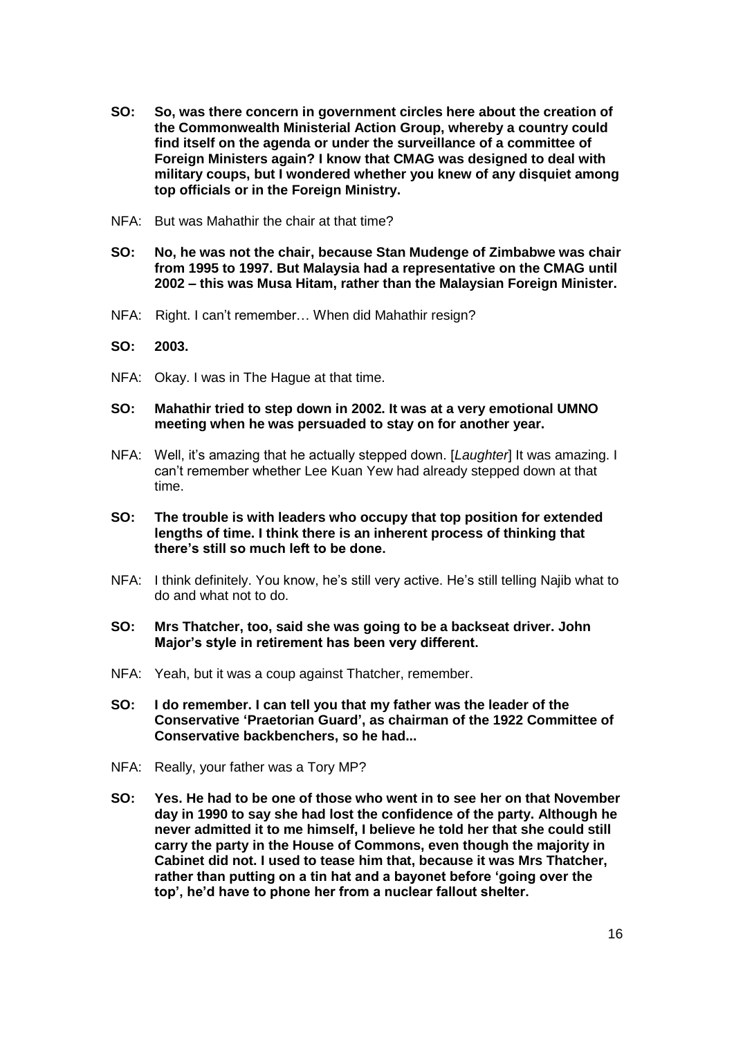**SO: So, was there concern in government circles here about the creation of the Commonwealth Ministerial Action Group, whereby a country could find itself on the agenda or under the surveillance of a committee of Foreign Ministers again? I know that CMAG was designed to deal with military coups, but I wondered whether you knew of any disquiet among top officials or in the Foreign Ministry.**

NFA: But was Mahathir the chair at that time?

**SO: No, he was not the chair, because Stan Mudenge of Zimbabwe was chair from 1995 to 1997. But Malaysia had a representative on the CMAG until 2002 – this was Musa Hitam, rather than the Malaysian Foreign Minister.**

NFA: Right. I can't remember… When did Mahathir resign?

**SO: 2003.**

NFA: Okay. I was in The Hague at that time.

**SO: Mahathir tried to step down in 2002. It was at a very emotional UMNO meeting when he was persuaded to stay on for another year.**

NFA: Well, it's amazing that he actually stepped down. [*Laughter*] It was amazing. I can't remember whether Lee Kuan Yew had already stepped down at that time.

**SO: The trouble is with leaders who occupy that top position for extended lengths of time. I think there is an inherent process of thinking that there's still so much left to be done.**

NFA: I think definitely. You know, he's still very active. He's still telling Najib what to do and what not to do.

**SO: Mrs Thatcher, too, said she was going to be a backseat driver. John Major's style in retirement has been very different.**

NFA: Yeah, but it was a coup against Thatcher, remember.

**SO: I do remember. I can tell you that my father was the leader of the Conservative 'Praetorian Guard', as chairman of the 1922 Committee of Conservative backbenchers, so he had...**

NFA: Really, your father was a Tory MP?

**SO: Yes. He had to be one of those who went in to see her on that November day in 1990 to say she had lost the confidence of the party. Although he never admitted it to me himself, I believe he told her that she could still carry the party in the House of Commons, even though the majority in Cabinet did not. I used to tease him that, because it was Mrs Thatcher, rather than putting on a tin hat and a bayonet before 'going over the top', he'd have to phone her from a nuclear fallout shelter.**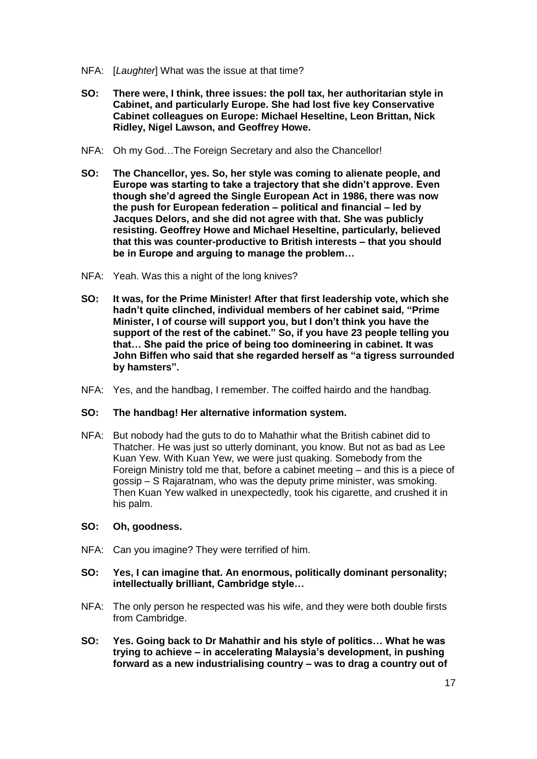NFA: [*Laughter*] What was the issue at that time?

**SO: There were, I think, three issues: the poll tax, her authoritarian style in Cabinet, and particularly Europe. She had lost five key Conservative Cabinet colleagues on Europe: Michael Heseltine, Leon Brittan, Nick Ridley, Nigel Lawson, and Geoffrey Howe.**

NFA: Oh my God…The Foreign Secretary and also the Chancellor!

**SO: The Chancellor, yes. So, her style was coming to alienate people, and Europe was starting to take a trajectory that she didn't approve. Even though she'd agreed the Single European Act in 1986, there was now the push for European federation – political and financial – led by Jacques Delors, and she did not agree with that. She was publicly resisting. Geoffrey Howe and Michael Heseltine, particularly, believed that this was counter-productive to British interests – that you should be in Europe and arguing to manage the problem…**

NFA: Yeah. Was this a night of the long knives?

**SO: It was, for the Prime Minister! After that first leadership vote, which she hadn't quite clinched, individual members of her cabinet said, "Prime Minister, I of course will support you, but I don't think you have the support of the rest of the cabinet." So, if you have 23 people telling you that… She paid the price of being too domineering in cabinet. It was John Biffen who said that she regarded herself as "a tigress surrounded by hamsters".**

NFA: Yes, and the handbag, I remember. The coiffed hairdo and the handbag.

**SO: The handbag! Her alternative information system.**

NFA: But nobody had the guts to do to Mahathir what the British cabinet did to Thatcher. He was just so utterly dominant, you know. But not as bad as Lee Kuan Yew. With Kuan Yew, we were just quaking. Somebody from the Foreign Ministry told me that, before a cabinet meeting – and this is a piece of gossip – S Rajaratnam, who was the deputy prime minister, was smoking. Then Kuan Yew walked in unexpectedly, took his cigarette, and crushed it in his palm.

**SO: Oh, goodness.**

NFA: Can you imagine? They were terrified of him.

**SO: Yes, I can imagine that. An enormous, politically dominant personality; intellectually brilliant, Cambridge style…**

NFA: The only person he respected was his wife, and they were both double firsts from Cambridge.

**SO: Yes. Going back to Dr Mahathir and his style of politics… What he was trying to achieve – in accelerating Malaysia's development, in pushing forward as a new industrialising country – was to drag a country out of**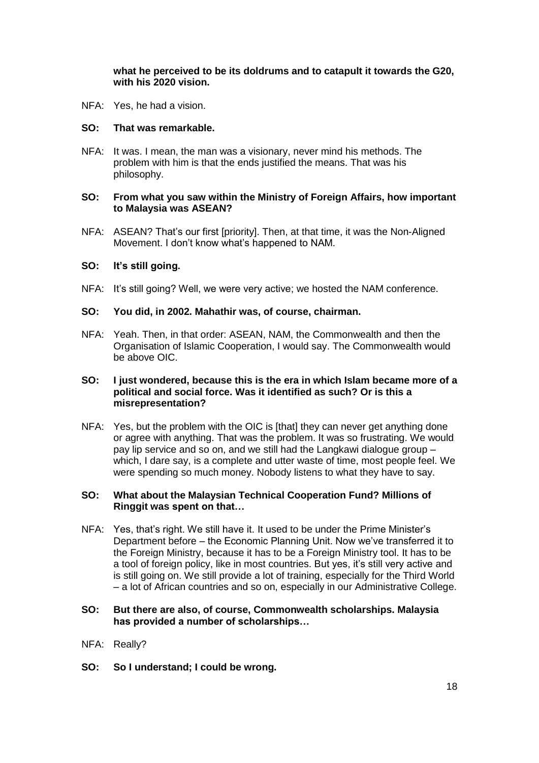**what he perceived to be its doldrums and to catapult it towards the G20, with his 2020 vision.**

NFA: Yes, he had a vision.

**SO: That was remarkable.**

NFA: It was. I mean, the man was a visionary, never mind his methods. The problem with him is that the ends justified the means. That was his philosophy.

**SO: From what you saw within the Ministry of Foreign Affairs, how important to Malaysia was ASEAN?**

NFA: ASEAN? That's our first [priority]. Then, at that time, it was the Non-Aligned Movement. I don't know what's happened to NAM.

**SO: It's still going.**

NFA: It's still going? Well, we were very active; we hosted the NAM conference.

**SO: You did, in 2002. Mahathir was, of course, chairman.**

NFA: Yeah. Then, in that order: ASEAN, NAM, the Commonwealth and then the Organisation of Islamic Cooperation, I would say. The Commonwealth would be above OIC.

**SO: I just wondered, because this is the era in which Islam became more of a political and social force. Was it identified as such? Or is this a misrepresentation?**

NFA: Yes, but the problem with the OIC is [that] they can never get anything done or agree with anything. That was the problem. It was so frustrating. We would pay lip service and so on, and we still had the Langkawi dialogue group – which, I dare say, is a complete and utter waste of time, most people feel. We were spending so much money. Nobody listens to what they have to say.

**SO: What about the Malaysian Technical Cooperation Fund? Millions of Ringgit was spent on that…**

NFA: Yes, that's right. We still have it. It used to be under the Prime Minister's Department before – the Economic Planning Unit. Now we've transferred it to the Foreign Ministry, because it has to be a Foreign Ministry tool. It has to be a tool of foreign policy, like in most countries. But yes, it's still very active and is still going on. We still provide a lot of training, especially for the Third World – a lot of African countries and so on, especially in our Administrative College.

**SO: But there are also, of course, Commonwealth scholarships. Malaysia has provided a number of scholarships…**

NFA: Really?

**SO: So I understand; I could be wrong.**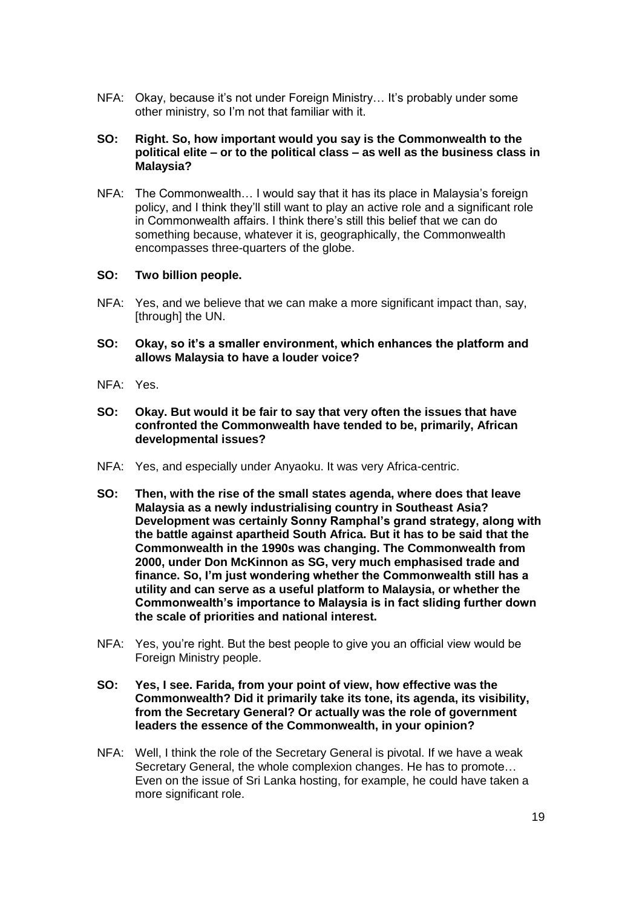NFA: Okay, because it's not under Foreign Ministry… It's probably under some other ministry, so I'm not that familiar with it.

**SO: Right. So, how important would you say is the Commonwealth to the political elite – or to the political class – as well as the business class in Malaysia?**

NFA: The Commonwealth… I would say that it has its place in Malaysia's foreign policy, and I think they'll still want to play an active role and a significant role in Commonwealth affairs. I think there's still this belief that we can do something because, whatever it is, geographically, the Commonwealth encompasses three-quarters of the globe.

**SO: Two billion people.**

NFA: Yes, and we believe that we can make a more significant impact than, say, [through] the UN.

**SO: Okay, so it's a smaller environment, which enhances the platform and allows Malaysia to have a louder voice?**

NFA: Yes.

**SO: Okay. But would it be fair to say that very often the issues that have confronted the Commonwealth have tended to be, primarily, African developmental issues?**

NFA: Yes, and especially under Anyaoku. It was very Africa-centric.

**SO: Then, with the rise of the small states agenda, where does that leave Malaysia as a newly industrialising country in Southeast Asia? Development was certainly Sonny Ramphal's grand strategy, along with the battle against apartheid South Africa. But it has to be said that the Commonwealth in the 1990s was changing. The Commonwealth from 2000, under Don McKinnon as SG, very much emphasised trade and finance. So, I'm just wondering whether the Commonwealth still has a utility and can serve as a useful platform to Malaysia, or whether the Commonwealth's importance to Malaysia is in fact sliding further down the scale of priorities and national interest.**

NFA: Yes, you're right. But the best people to give you an official view would be Foreign Ministry people.

**SO: Yes, I see. Farida, from your point of view, how effective was the Commonwealth? Did it primarily take its tone, its agenda, its visibility, from the Secretary General? Or actually was the role of government leaders the essence of the Commonwealth, in your opinion?**

NFA: Well, I think the role of the Secretary General is pivotal. If we have a weak Secretary General, the whole complexion changes. He has to promote… Even on the issue of Sri Lanka hosting, for example, he could have taken a more significant role.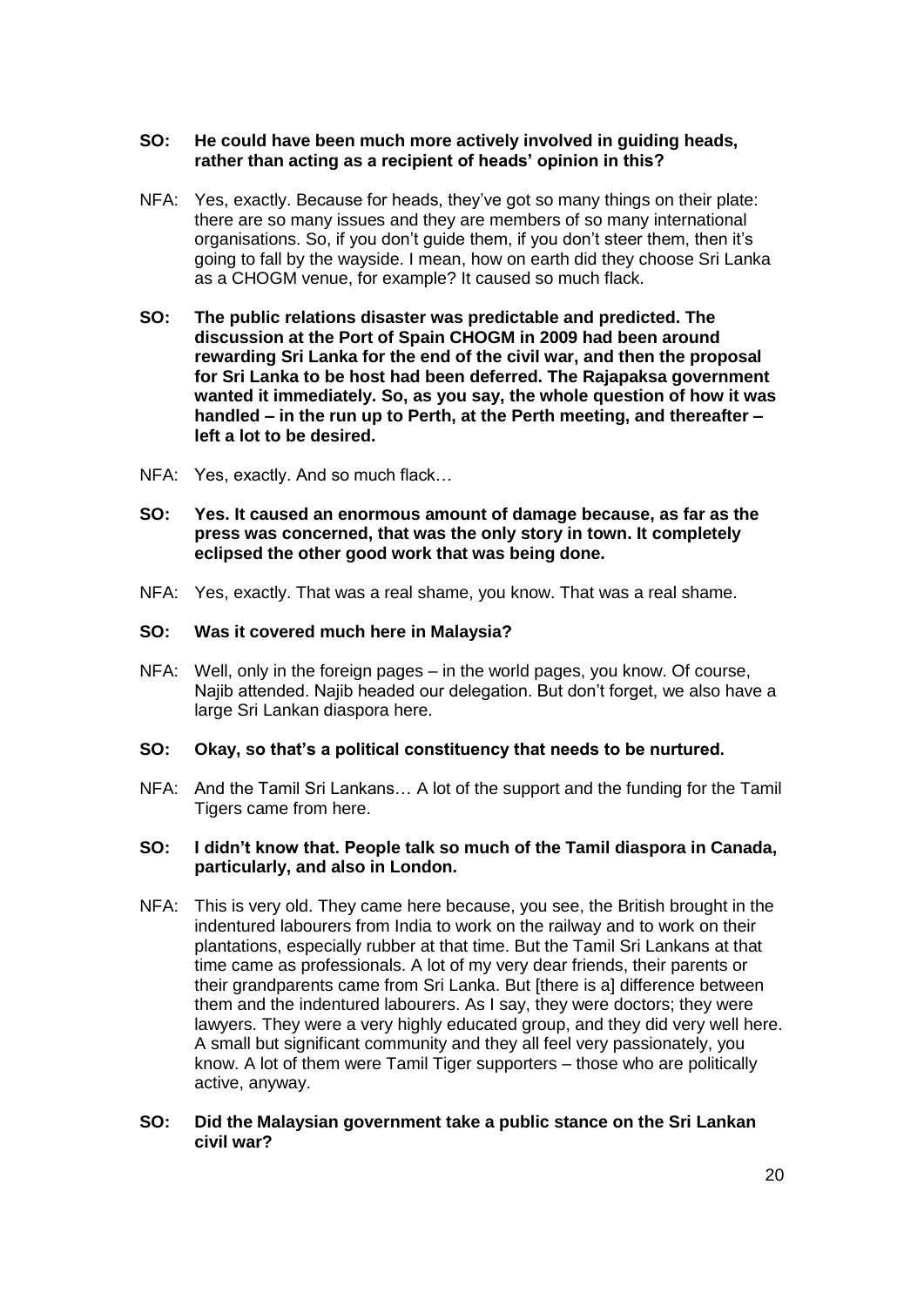**SO: He could have been much more actively involved in guiding heads, rather than acting as a recipient of heads' opinion in this?**

NFA: Yes, exactly. Because for heads, they've got so many things on their plate: there are so many issues and they are members of so many international organisations. So, if you don't guide them, if you don't steer them, then it's going to fall by the wayside. I mean, how on earth did they choose Sri Lanka as a CHOGM venue, for example? It caused so much flack.

**SO: The public relations disaster was predictable and predicted. The discussion at the Port of Spain CHOGM in 2009 had been around rewarding Sri Lanka for the end of the civil war, and then the proposal for Sri Lanka to be host had been deferred. The Rajapaksa government wanted it immediately. So, as you say, the whole question of how it was handled – in the run up to Perth, at the Perth meeting, and thereafter – left a lot to be desired.**

NFA: Yes, exactly. And so much flack…

**SO: Yes. It caused an enormous amount of damage because, as far as the press was concerned, that was the only story in town. It completely eclipsed the other good work that was being done.**

NFA: Yes, exactly. That was a real shame, you know. That was a real shame.

**SO: Was it covered much here in Malaysia?**

NFA: Well, only in the foreign pages – in the world pages, you know. Of course, Najib attended. Najib headed our delegation. But don't forget, we also have a large Sri Lankan diaspora here.

**SO: Okay, so that's a political constituency that needs to be nurtured.**

NFA: And the Tamil Sri Lankans… A lot of the support and the funding for the Tamil Tigers came from here.

**SO: I didn't know that. People talk so much of the Tamil diaspora in Canada, particularly, and also in London.**

NFA: This is very old. They came here because, you see, the British brought in the indentured labourers from India to work on the railway and to work on their plantations, especially rubber at that time. But the Tamil Sri Lankans at that time came as professionals. A lot of my very dear friends, their parents or their grandparents came from Sri Lanka. But [there is a] difference between them and the indentured labourers. As I say, they were doctors; they were lawyers. They were a very highly educated group, and they did very well here. A small but significant community and they all feel very passionately, you know. A lot of them were Tamil Tiger supporters – those who are politically active, anyway.

**SO: Did the Malaysian government take a public stance on the Sri Lankan civil war?**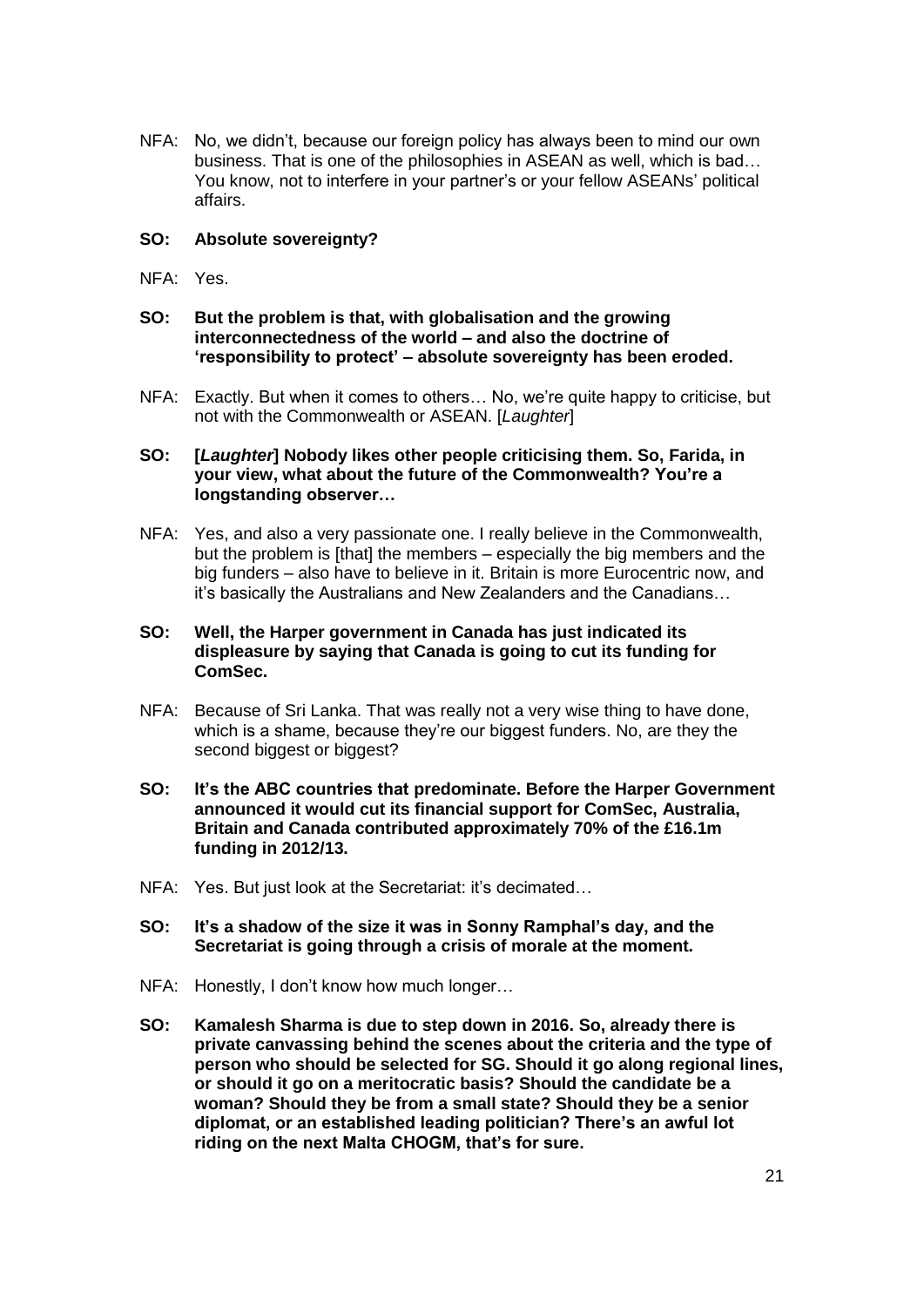NFA: No, we didn't, because our foreign policy has always been to mind our own business. That is one of the philosophies in ASEAN as well, which is bad… You know, not to interfere in your partner's or your fellow ASEANs' political affairs.

**SO: Absolute sovereignty?**

NFA: Yes.

**SO: But the problem is that, with globalisation and the growing interconnectedness of the world – and also the doctrine of 'responsibility to protect' – absolute sovereignty has been eroded.**

NFA: Exactly. But when it comes to others… No, we're quite happy to criticise, but not with the Commonwealth or ASEAN. [*Laughter*]

**SO: [*Laughter*] Nobody likes other people criticising them. So, Farida, in your view, what about the future of the Commonwealth? You're a longstanding observer…**

NFA: Yes, and also a very passionate one. I really believe in the Commonwealth, but the problem is [that] the members – especially the big members and the big funders – also have to believe in it. Britain is more Eurocentric now, and it's basically the Australians and New Zealanders and the Canadians…

**SO: Well, the Harper government in Canada has just indicated its displeasure by saying that Canada is going to cut its funding for ComSec.**

NFA: Because of Sri Lanka. That was really not a very wise thing to have done, which is a shame, because they're our biggest funders. No, are they the second biggest or biggest?

**SO: It's the ABC countries that predominate. Before the Harper Government announced it would cut its financial support for ComSec, Australia, Britain and Canada contributed approximately 70% of the £16.1m funding in 2012/13.**

NFA: Yes. But just look at the Secretariat: it's decimated…

**SO: It's a shadow of the size it was in Sonny Ramphal's day, and the Secretariat is going through a crisis of morale at the moment.**

NFA: Honestly, I don't know how much longer…

**SO: Kamalesh Sharma is due to step down in 2016. So, already there is private canvassing behind the scenes about the criteria and the type of person who should be selected for SG. Should it go along regional lines, or should it go on a meritocratic basis? Should the candidate be a woman? Should they be from a small state? Should they be a senior diplomat, or an established leading politician? There's an awful lot riding on the next Malta CHOGM, that's for sure.**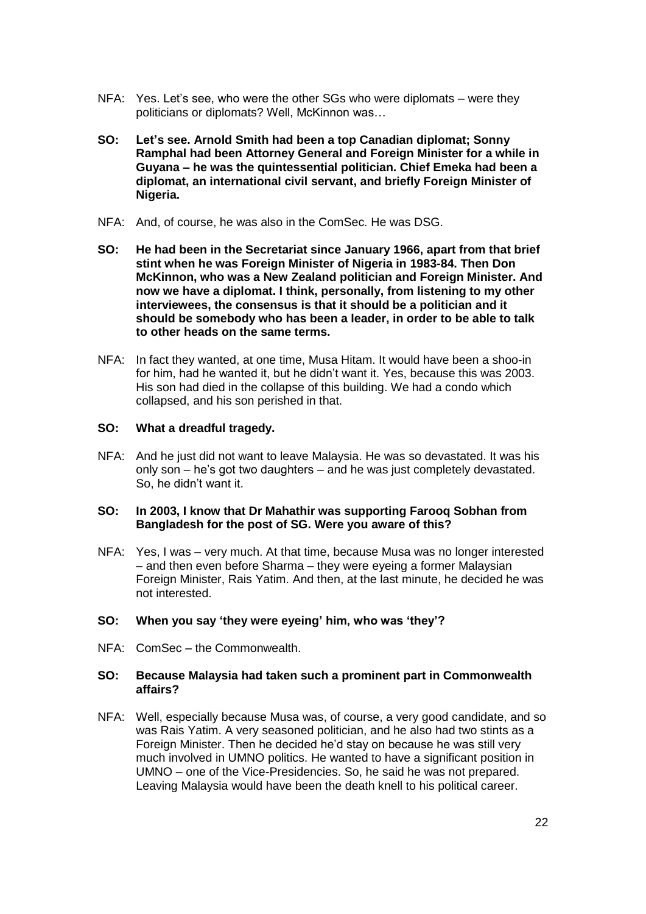NFA: Yes. Let's see, who were the other SGs who were diplomats – were they politicians or diplomats? Well, McKinnon was…

**SO: Let's see. Arnold Smith had been a top Canadian diplomat; Sonny Ramphal had been Attorney General and Foreign Minister for a while in Guyana – he was the quintessential politician. Chief Emeka had been a diplomat, an international civil servant, and briefly Foreign Minister of Nigeria.**

NFA: And, of course, he was also in the ComSec. He was DSG.

**SO: He had been in the Secretariat since January 1966, apart from that brief stint when he was Foreign Minister of Nigeria in 1983-84. Then Don McKinnon, who was a New Zealand politician and Foreign Minister. And now we have a diplomat. I think, personally, from listening to my other interviewees, the consensus is that it should be a politician and it should be somebody who has been a leader, in order to be able to talk to other heads on the same terms.**

NFA: In fact they wanted, at one time, Musa Hitam. It would have been a shoo-in for him, had he wanted it, but he didn't want it. Yes, because this was 2003. His son had died in the collapse of this building. We had a condo which collapsed, and his son perished in that.

**SO: What a dreadful tragedy.**

NFA: And he just did not want to leave Malaysia. He was so devastated. It was his only son – he's got two daughters – and he was just completely devastated. So, he didn't want it.

**SO: In 2003, I know that Dr Mahathir was supporting Farooq Sobhan from Bangladesh for the post of SG. Were you aware of this?**

NFA: Yes, I was – very much. At that time, because Musa was no longer interested – and then even before Sharma – they were eyeing a former Malaysian Foreign Minister, Rais Yatim. And then, at the last minute, he decided he was not interested.

**SO: When you say 'they were eyeing' him, who was 'they'?**

NFA: ComSec – the Commonwealth.

**SO: Because Malaysia had taken such a prominent part in Commonwealth affairs?**

NFA: Well, especially because Musa was, of course, a very good candidate, and so was Rais Yatim. A very seasoned politician, and he also had two stints as a Foreign Minister. Then he decided he'd stay on because he was still very much involved in UMNO politics. He wanted to have a significant position in UMNO – one of the Vice-Presidencies. So, he said he was not prepared. Leaving Malaysia would have been the death knell to his political career.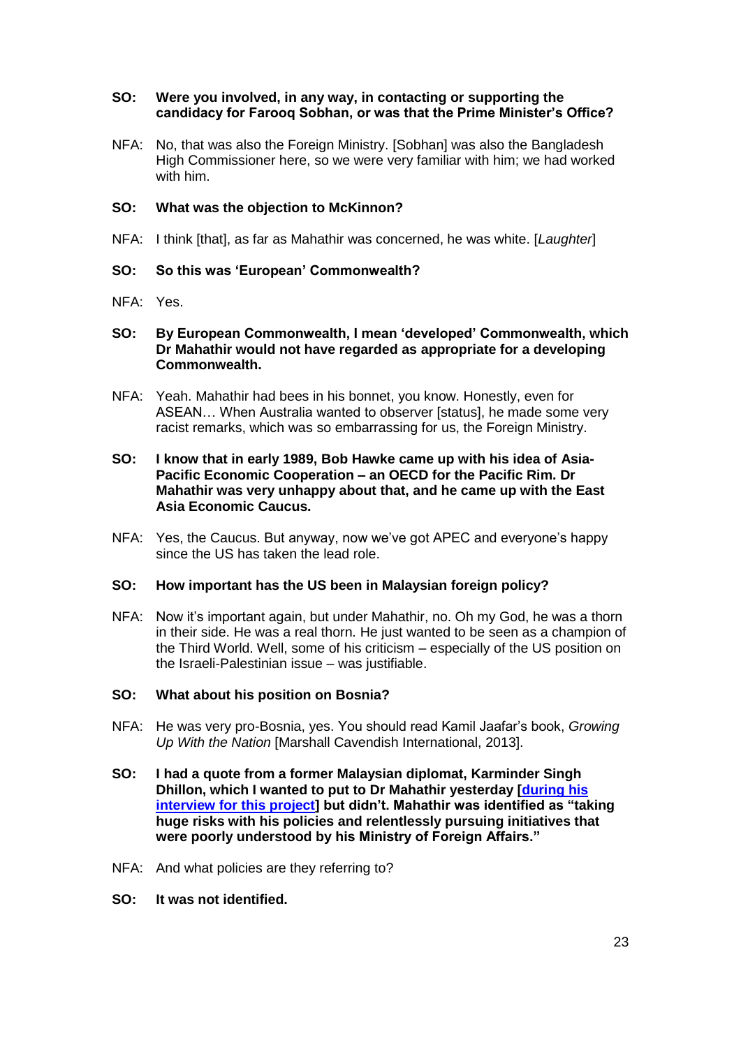**SO: Were you involved, in any way, in contacting or supporting the candidacy for Farooq Sobhan, or was that the Prime Minister's Office?**

NFA: No, that was also the Foreign Ministry. [Sobhan] was also the Bangladesh High Commissioner here, so we were very familiar with him; we had worked with him.

**SO: What was the objection to McKinnon?**

NFA: I think [that], as far as Mahathir was concerned, he was white. [*Laughter*]

**SO: So this was 'European' Commonwealth?**

NFA: Yes.

**SO: By European Commonwealth, I mean 'developed' Commonwealth, which Dr Mahathir would not have regarded as appropriate for a developing Commonwealth.**

NFA: Yeah. Mahathir had bees in his bonnet, you know. Honestly, even for ASEAN… When Australia wanted to observer [status], he made some very racist remarks, which was so embarrassing for us, the Foreign Ministry.

**SO: I know that in early 1989, Bob Hawke came up with his idea of Asia-Pacific Economic Cooperation – an OECD for the Pacific Rim. Dr Mahathir was very unhappy about that, and he came up with the East Asia Economic Caucus.**

NFA: Yes, the Caucus. But anyway, now we've got APEC and everyone's happy since the US has taken the lead role.

**SO: How important has the US been in Malaysian foreign policy?**

NFA: Now it's important again, but under Mahathir, no. Oh my God, he was a thorn in their side. He was a real thorn. He just wanted to be seen as a champion of the Third World. Well, some of his criticism – especially of the US position on the Israeli-Palestinian issue – was justifiable.

**SO: What about his position on Bosnia?**

NFA: He was very pro-Bosnia, yes. You should read Kamil Jaafar's book, *Growing Up With the Nation* [Marshall Cavendish International, 2013].

**SO: I had a quote from a former Malaysian diplomat, Karminder Singh Dhillon, which I wanted to put to Dr Mahathir yesterday [during his interview for this project] but didn't. Mahathir was identified as "taking huge risks with his policies and relentlessly pursuing initiatives that were poorly understood by his Ministry of Foreign Affairs."**

NFA: And what policies are they referring to?

**SO: It was not identified.**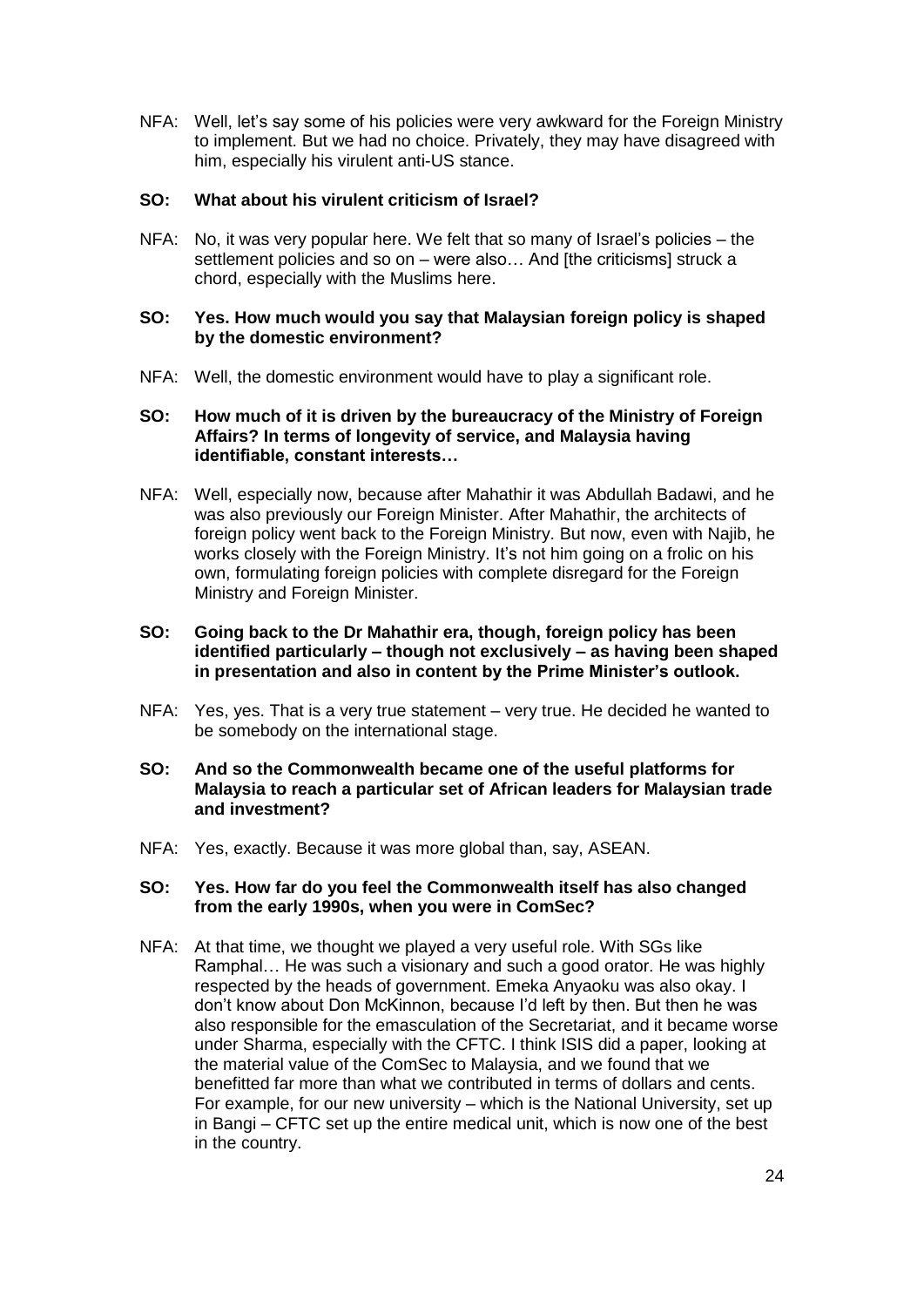NFA: Well, let's say some of his policies were very awkward for the Foreign Ministry to implement. But we had no choice. Privately, they may have disagreed with him, especially his virulent anti-US stance.

**SO: What about his virulent criticism of Israel?**

NFA: No, it was very popular here. We felt that so many of Israel's policies – the settlement policies and so on – were also… And [the criticisms] struck a chord, especially with the Muslims here.

**SO: Yes. How much would you say that Malaysian foreign policy is shaped by the domestic environment?**

NFA: Well, the domestic environment would have to play a significant role.

**SO: How much of it is driven by the bureaucracy of the Ministry of Foreign Affairs? In terms of longevity of service, and Malaysia having identifiable, constant interests…**

NFA: Well, especially now, because after Mahathir it was Abdullah Badawi, and he was also previously our Foreign Minister. After Mahathir, the architects of foreign policy went back to the Foreign Ministry. But now, even with Najib, he works closely with the Foreign Ministry. It's not him going on a frolic on his own, formulating foreign policies with complete disregard for the Foreign Ministry and Foreign Minister.

**SO: Going back to the Dr Mahathir era, though, foreign policy has been identified particularly – though not exclusively – as having been shaped in presentation and also in content by the Prime Minister's outlook.**

NFA: Yes, yes. That is a very true statement – very true. He decided he wanted to be somebody on the international stage.

**SO: And so the Commonwealth became one of the useful platforms for Malaysia to reach a particular set of African leaders for Malaysian trade and investment?**

NFA: Yes, exactly. Because it was more global than, say, ASEAN.

**SO: Yes. How far do you feel the Commonwealth itself has also changed from the early 1990s, when you were in ComSec?**

NFA: At that time, we thought we played a very useful role. With SGs like Ramphal… He was such a visionary and such a good orator. He was highly respected by the heads of government. Emeka Anyaoku was also okay. I don't know about Don McKinnon, because I'd left by then. But then he was also responsible for the emasculation of the Secretariat, and it became worse under Sharma, especially with the CFTC. I think ISIS did a paper, looking at the material value of the ComSec to Malaysia, and we found that we benefitted far more than what we contributed in terms of dollars and cents. For example, for our new university – which is the National University, set up in Bangi – CFTC set up the entire medical unit, which is now one of the best in the country.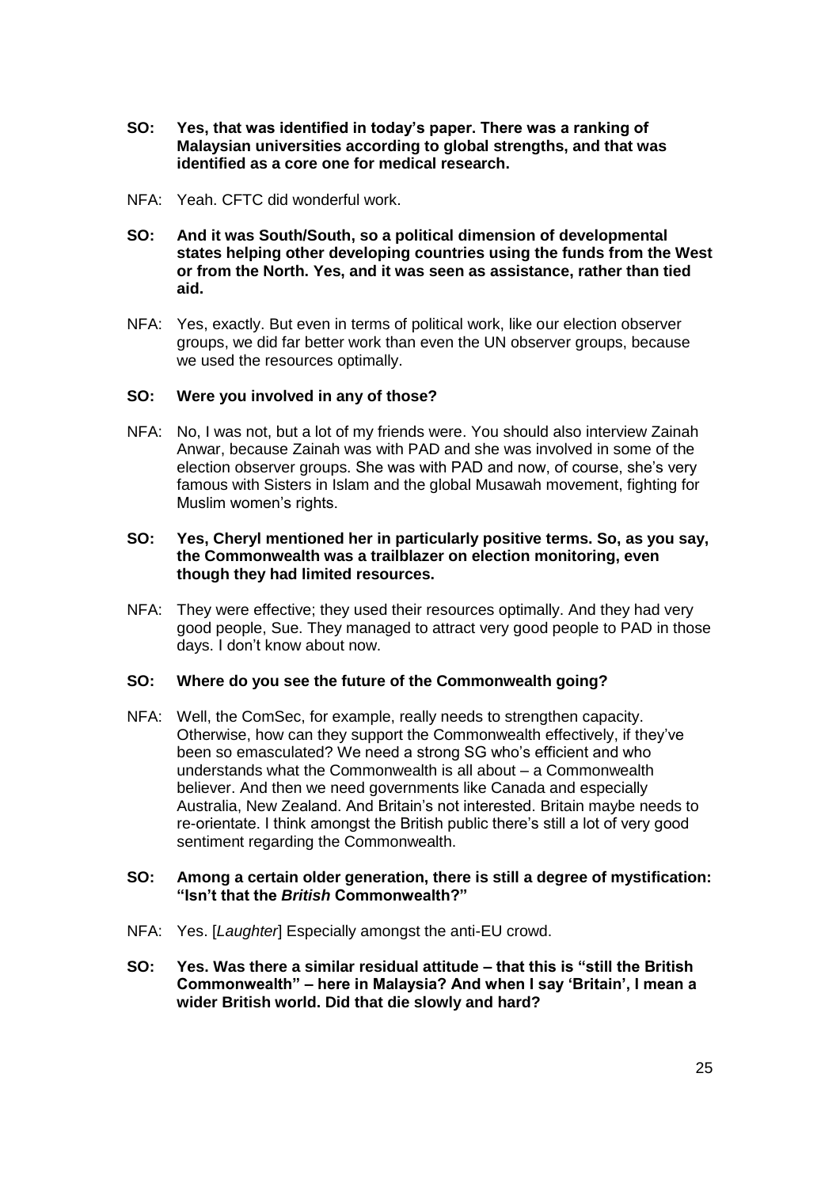**SO: Yes, that was identified in today's paper. There was a ranking of Malaysian universities according to global strengths, and that was identified as a core one for medical research.**

NFA: Yeah. CFTC did wonderful work.

**SO: And it was South/South, so a political dimension of developmental states helping other developing countries using the funds from the West or from the North. Yes, and it was seen as assistance, rather than tied aid.**

NFA: Yes, exactly. But even in terms of political work, like our election observer groups, we did far better work than even the UN observer groups, because we used the resources optimally.

**SO: Were you involved in any of those?**

NFA: No, I was not, but a lot of my friends were. You should also interview Zainah Anwar, because Zainah was with PAD and she was involved in some of the election observer groups. She was with PAD and now, of course, she's very famous with Sisters in Islam and the global Musawah movement, fighting for Muslim women's rights.

**SO: Yes, Cheryl mentioned her in particularly positive terms. So, as you say, the Commonwealth was a trailblazer on election monitoring, even though they had limited resources.**

NFA: They were effective; they used their resources optimally. And they had very good people, Sue. They managed to attract very good people to PAD in those days. I don't know about now.

**SO: Where do you see the future of the Commonwealth going?**

NFA: Well, the ComSec, for example, really needs to strengthen capacity. Otherwise, how can they support the Commonwealth effectively, if they've been so emasculated? We need a strong SG who's efficient and who understands what the Commonwealth is all about – a Commonwealth believer. And then we need governments like Canada and especially Australia, New Zealand. And Britain's not interested. Britain maybe needs to re-orientate. I think amongst the British public there's still a lot of very good sentiment regarding the Commonwealth.

**SO: Among a certain older generation, there is still a degree of mystification: "Isn't that the *British* Commonwealth?"**

NFA: Yes. [*Laughter*] Especially amongst the anti-EU crowd.

**SO: Yes. Was there a similar residual attitude – that this is "still the British Commonwealth" – here in Malaysia? And when I say 'Britain', I mean a wider British world. Did that die slowly and hard?**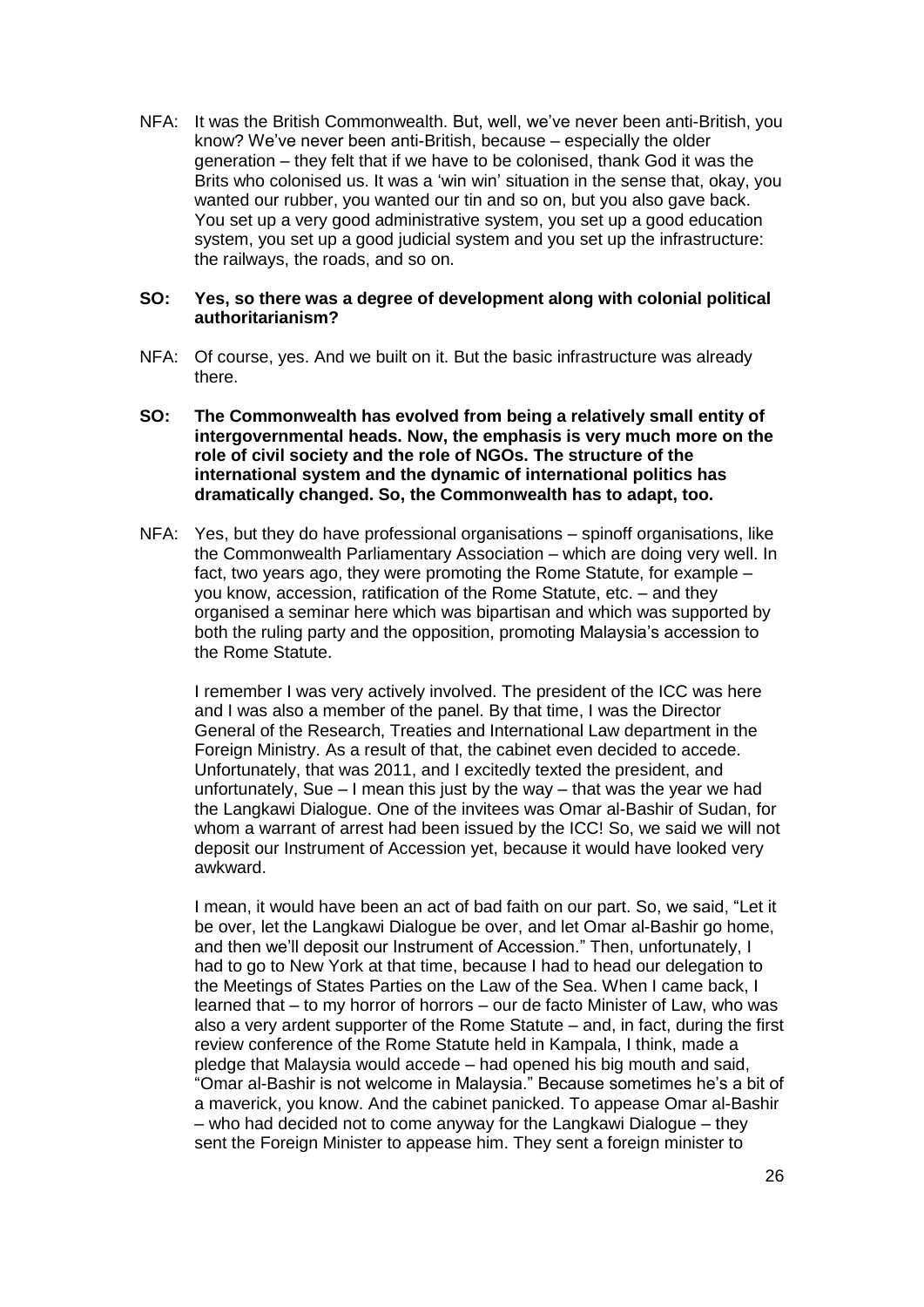NFA: It was the British Commonwealth. But, well, we've never been anti-British, you know? We've never been anti-British, because – especially the older generation – they felt that if we have to be colonised, thank God it was the Brits who colonised us. It was a 'win win' situation in the sense that, okay, you wanted our rubber, you wanted our tin and so on, but you also gave back. You set up a very good administrative system, you set up a good education system, you set up a good judicial system and you set up the infrastructure: the railways, the roads, and so on.

**SO: Yes, so there was a degree of development along with colonial political authoritarianism?**

NFA: Of course, yes. And we built on it. But the basic infrastructure was already there.

**SO: The Commonwealth has evolved from being a relatively small entity of intergovernmental heads. Now, the emphasis is very much more on the role of civil society and the role of NGOs. The structure of the international system and the dynamic of international politics has dramatically changed. So, the Commonwealth has to adapt, too.**

NFA: Yes, but they do have professional organisations – spinoff organisations, like the Commonwealth Parliamentary Association – which are doing very well. In fact, two years ago, they were promoting the Rome Statute, for example – you know, accession, ratification of the Rome Statute, etc. – and they organised a seminar here which was bipartisan and which was supported by both the ruling party and the opposition, promoting Malaysia's accession to the Rome Statute.

I remember I was very actively involved. The president of the ICC was here and I was also a member of the panel. By that time, I was the Director General of the Research, Treaties and International Law department in the Foreign Ministry. As a result of that, the cabinet even decided to accede. Unfortunately, that was 2011, and I excitedly texted the president, and unfortunately, Sue – I mean this just by the way – that was the year we had the Langkawi Dialogue. One of the invitees was Omar al-Bashir of Sudan, for whom a warrant of arrest had been issued by the ICC! So, we said we will not deposit our Instrument of Accession yet, because it would have looked very awkward.

I mean, it would have been an act of bad faith on our part. So, we said, "Let it be over, let the Langkawi Dialogue be over, and let Omar al-Bashir go home, and then we'll deposit our Instrument of Accession." Then, unfortunately, I had to go to New York at that time, because I had to head our delegation to the Meetings of States Parties on the Law of the Sea. When I came back, I learned that – to my horror of horrors – our de facto Minister of Law, who was also a very ardent supporter of the Rome Statute – and, in fact, during the first review conference of the Rome Statute held in Kampala, I think, made a pledge that Malaysia would accede – had opened his big mouth and said, "Omar al-Bashir is not welcome in Malaysia." Because sometimes he's a bit of a maverick, you know. And the cabinet panicked. To appease Omar al-Bashir – who had decided not to come anyway for the Langkawi Dialogue – they sent the Foreign Minister to appease him. They sent a foreign minister to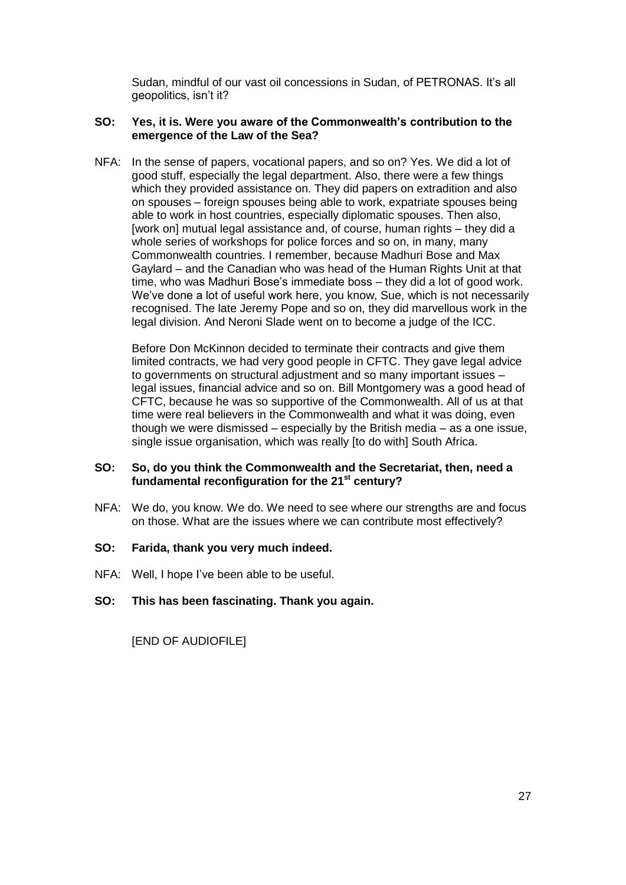Sudan, mindful of our vast oil concessions in Sudan, of PETRONAS. It's all geopolitics, isn't it?

**SO: Yes, it is. Were you aware of the Commonwealth's contribution to the emergence of the Law of the Sea?**

NFA: In the sense of papers, vocational papers, and so on? Yes. We did a lot of good stuff, especially the legal department. Also, there were a few things which they provided assistance on. They did papers on extradition and also on spouses – foreign spouses being able to work, expatriate spouses being able to work in host countries, especially diplomatic spouses. Then also, [work on] mutual legal assistance and, of course, human rights – they did a whole series of workshops for police forces and so on, in many, many Commonwealth countries. I remember, because Madhuri Bose and Max Gaylard – and the Canadian who was head of the Human Rights Unit at that time, who was Madhuri Bose's immediate boss – they did a lot of good work. We've done a lot of useful work here, you know, Sue, which is not necessarily recognised. The late Jeremy Pope and so on, they did marvellous work in the legal division. And Neroni Slade went on to become a judge of the ICC.

Before Don McKinnon decided to terminate their contracts and give them limited contracts, we had very good people in CFTC. They gave legal advice to governments on structural adjustment and so many important issues – legal issues, financial advice and so on. Bill Montgomery was a good head of CFTC, because he was so supportive of the Commonwealth. All of us at that time were real believers in the Commonwealth and what it was doing, even though we were dismissed – especially by the British media – as a one issue, single issue organisation, which was really [to do with] South Africa.

**SO: So, do you think the Commonwealth and the Secretariat, then, need a fundamental reconfiguration for the 21st century?**

NFA: We do, you know. We do. We need to see where our strengths are and focus on those. What are the issues where we can contribute most effectively?

**SO: Farida, thank you very much indeed.**

NFA: Well, I hope I've been able to be useful.

**SO: This has been fascinating. Thank you again.**

[END OF AUDIOFILE]